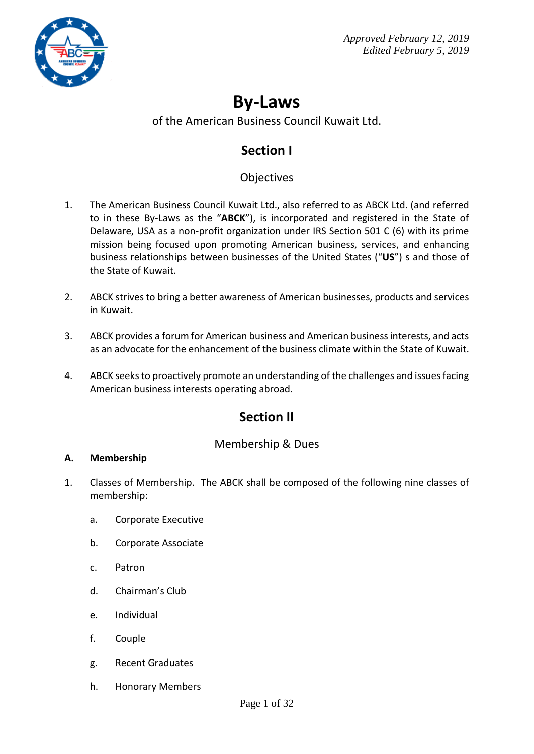*Approved February 12, 2019*
*Edited February 5, 2019*

# By-Laws

of the American Business Council Kuwait Ltd.

## Section I

Objectives

1. The American Business Council Kuwait Ltd., also referred to as ABCK Ltd. (and referred to in these By-Laws as the "**ABCK**"), is incorporated and registered in the State of Delaware, USA as a non-profit organization under IRS Section 501 C (6) with its prime mission being focused upon promoting American business, services, and enhancing business relationships between businesses of the United States ("**US**") s and those of the State of Kuwait.

2. ABCK strives to bring a better awareness of American businesses, products and services in Kuwait.

3. ABCK provides a forum for American business and American business interests, and acts as an advocate for the enhancement of the business climate within the State of Kuwait.

4. ABCK seeks to proactively promote an understanding of the challenges and issues facing American business interests operating abroad.

## Section II

Membership & Dues

**A. Membership**

1. Classes of Membership. The ABCK shall be composed of the following nine classes of membership:

   a. Corporate Executive

   b. Corporate Associate

   c. Patron

   d. Chairman's Club

   e. Individual

   f. Couple

   g. Recent Graduates

   h. Honorary Members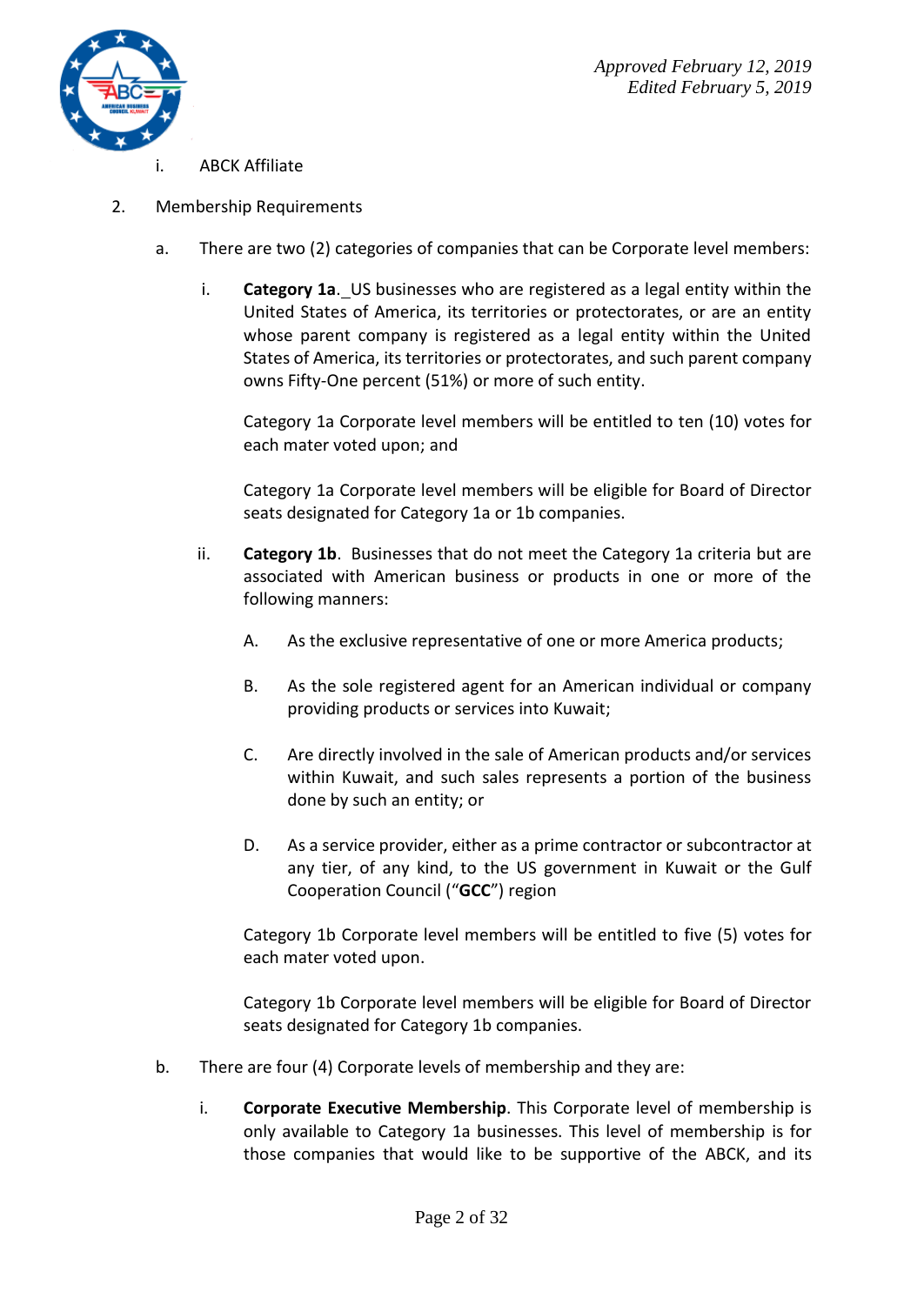i. ABCK Affiliate

2. Membership Requirements

   a. There are two (2) categories of companies that can be Corporate level members:

      i. **Category 1a**. US businesses who are registered as a legal entity within the United States of America, its territories or protectorates, or are an entity whose parent company is registered as a legal entity within the United States of America, its territories or protectorates, and such parent company owns Fifty-One percent (51%) or more of such entity.

         Category 1a Corporate level members will be entitled to ten (10) votes for each mater voted upon; and

         Category 1a Corporate level members will be eligible for Board of Director seats designated for Category 1a or 1b companies.

      ii. **Category 1b**. Businesses that do not meet the Category 1a criteria but are associated with American business or products in one or more of the following manners:

         A. As the exclusive representative of one or more America products;

         B. As the sole registered agent for an American individual or company providing products or services into Kuwait;

         C. Are directly involved in the sale of American products and/or services within Kuwait, and such sales represents a portion of the business done by such an entity; or

         D. As a service provider, either as a prime contractor or subcontractor at any tier, of any kind, to the US government in Kuwait or the Gulf Cooperation Council ("**GCC**") region

         Category 1b Corporate level members will be entitled to five (5) votes for each mater voted upon.

         Category 1b Corporate level members will be eligible for Board of Director seats designated for Category 1b companies.

   b. There are four (4) Corporate levels of membership and they are:

      i. **Corporate Executive Membership**. This Corporate level of membership is only available to Category 1a businesses. This level of membership is for those companies that would like to be supportive of the ABCK, and its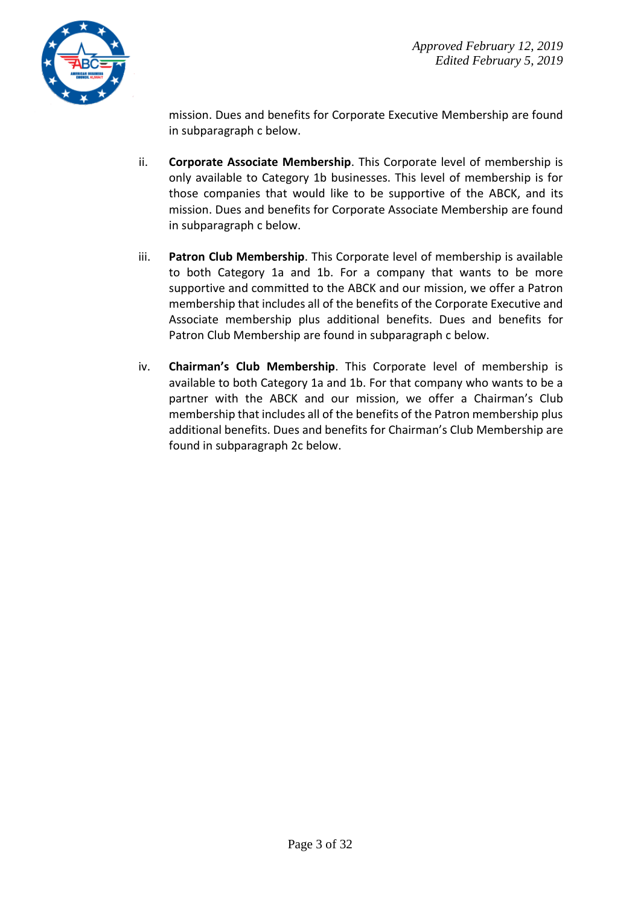mission. Dues and benefits for Corporate Executive Membership are found in subparagraph c below.

ii. **Corporate Associate Membership**. This Corporate level of membership is only available to Category 1b businesses. This level of membership is for those companies that would like to be supportive of the ABCK, and its mission. Dues and benefits for Corporate Associate Membership are found in subparagraph c below.

iii. **Patron Club Membership**. This Corporate level of membership is available to both Category 1a and 1b. For a company that wants to be more supportive and committed to the ABCK and our mission, we offer a Patron membership that includes all of the benefits of the Corporate Executive and Associate membership plus additional benefits. Dues and benefits for Patron Club Membership are found in subparagraph c below.

iv. **Chairman's Club Membership**. This Corporate level of membership is available to both Category 1a and 1b. For that company who wants to be a partner with the ABCK and our mission, we offer a Chairman's Club membership that includes all of the benefits of the Patron membership plus additional benefits. Dues and benefits for Chairman's Club Membership are found in subparagraph 2c below.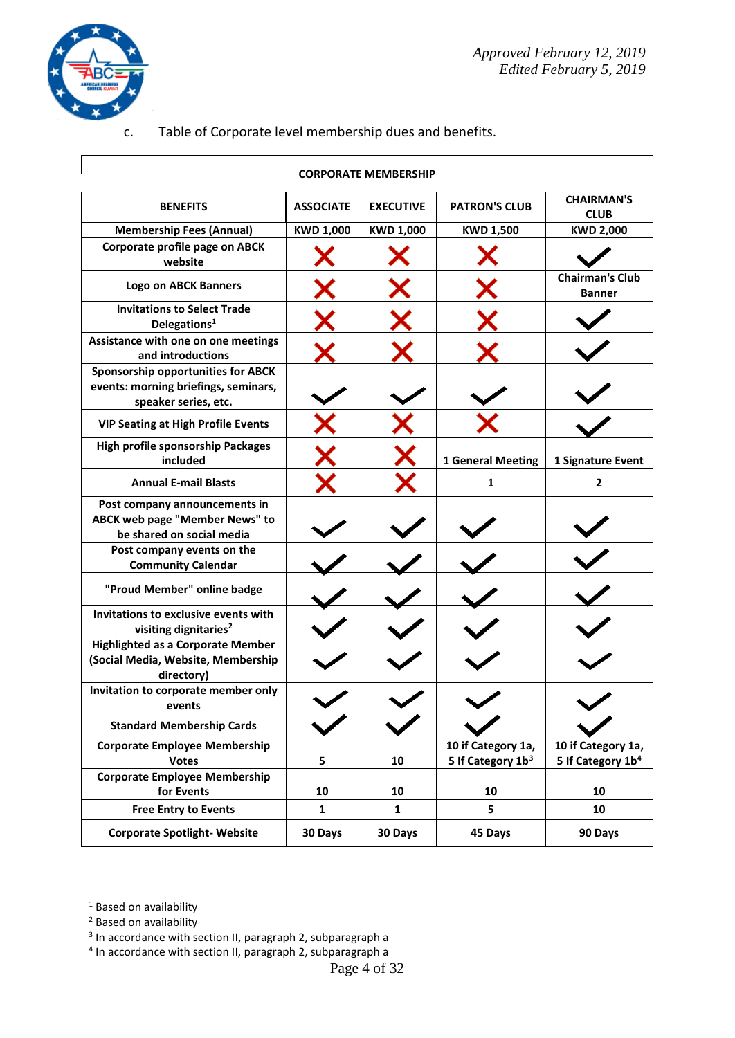*Approved February 12, 2019*
*Edited February 5, 2019*

c. Table of Corporate level membership dues and benefits.

| CORPORATE MEMBERSHIP | | | | |
|---|---|---|---|---|
| **BENEFITS** | **ASSOCIATE** | **EXECUTIVE** | **PATRON'S CLUB** | **CHAIRMAN'S CLUB** |
| **Membership Fees (Annual)** | **KWD 1,000** | **KWD 1,000** | **KWD 1,500** | **KWD 2,000** |
| **Corporate profile page on ABCK website** | ✗ | ✗ | ✗ | ✓ |
| **Logo on ABCK Banners** | ✗ | ✗ | ✗ | **Chairman's Club Banner** |
| **Invitations to Select Trade Delegations**[1] | ✗ | ✗ | ✗ | ✓ |
| **Assistance with one on one meetings and introductions** | ✗ | ✗ | ✗ | ✓ |
| **Sponsorship opportunities for ABCK events: morning briefings, seminars, speaker series, etc.** | ✓ | ✓ | ✓ | ✓ |
| **VIP Seating at High Profile Events** | ✗ | ✗ | ✗ | ✓ |
| **High profile sponsorship Packages included** | ✗ | ✗ | **1 General Meeting** | **1 Signature Event** |
| **Annual E-mail Blasts** | ✗ | ✗ | **1** | **2** |
| **Post company announcements in ABCK web page "Member News" to be shared on social media** | ✓ | ✓ | ✓ | ✓ |
| **Post company events on the Community Calendar** | ✓ | ✓ | ✓ | ✓ |
| **"Proud Member" online badge** | ✓ | ✓ | ✓ | ✓ |
| **Invitations to exclusive events with visiting dignitaries**[2] | ✓ | ✓ | ✓ | ✓ |
| **Highlighted as a Corporate Member (Social Media, Website, Membership directory)** | ✓ | ✓ | ✓ | ✓ |
| **Invitation to corporate member only events** | ✓ | ✓ | ✓ | ✓ |
| **Standard Membership Cards** | ✓ | ✓ | ✓ | ✓ |
| **Corporate Employee Membership Votes** | **5** | **10** | **10 if Category 1a, 5 If Category 1b**[3] | **10 if Category 1a, 5 If Category 1b**[4] |
| **Corporate Employee Membership for Events** | **10** | **10** | **10** | **10** |
| **Free Entry to Events** | **1** | **1** | **5** | **10** |
| **Corporate Spotlight- Website** | **30 Days** | **30 Days** | **45 Days** | **90 Days** |

---

[1] Based on availability
[2] Based on availability
[3] In accordance with section II, paragraph 2, subparagraph a
[4] In accordance with section II, paragraph 2, subparagraph a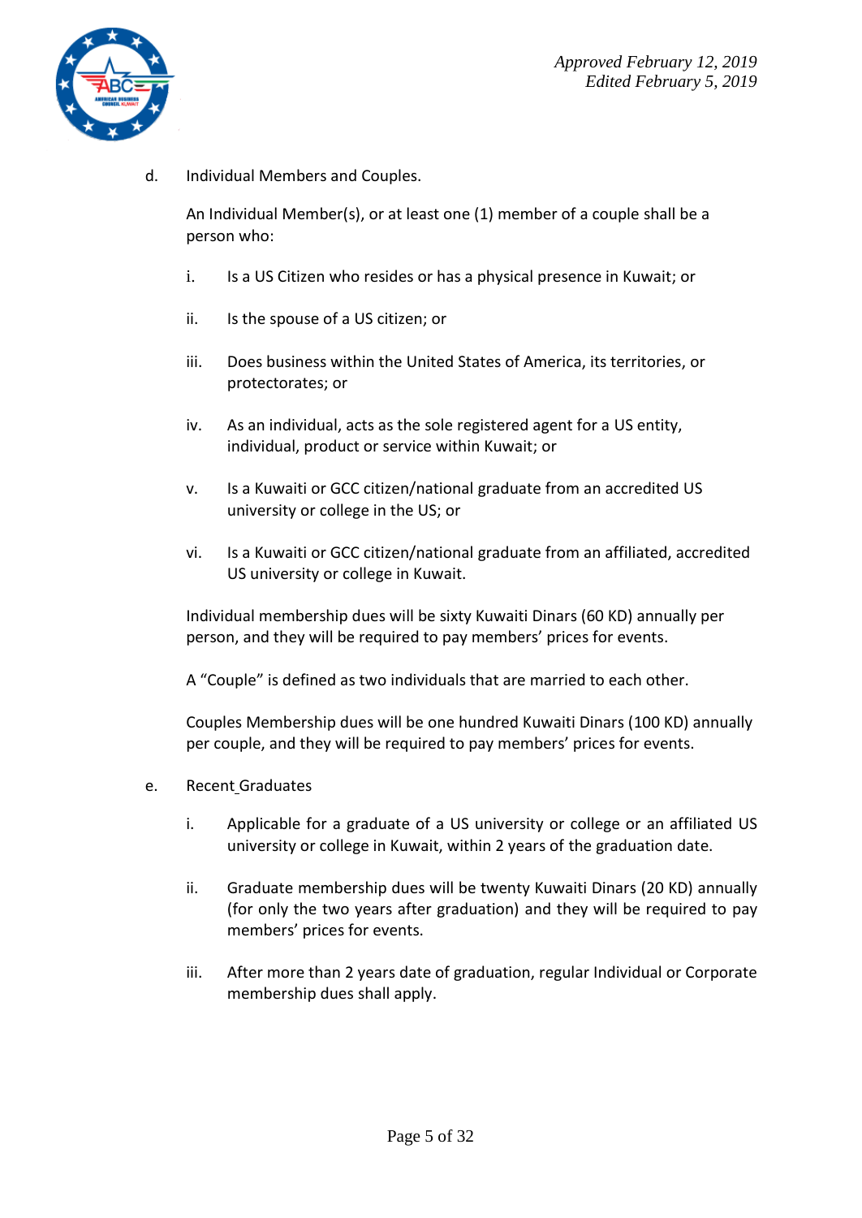d. Individual Members and Couples.

An Individual Member(s), or at least one (1) member of a couple shall be a person who:

i. Is a US Citizen who resides or has a physical presence in Kuwait; or

ii. Is the spouse of a US citizen; or

iii. Does business within the United States of America, its territories, or protectorates; or

iv. As an individual, acts as the sole registered agent for a US entity, individual, product or service within Kuwait; or

v. Is a Kuwaiti or GCC citizen/national graduate from an accredited US university or college in the US; or

vi. Is a Kuwaiti or GCC citizen/national graduate from an affiliated, accredited US university or college in Kuwait.

Individual membership dues will be sixty Kuwaiti Dinars (60 KD) annually per person, and they will be required to pay members' prices for events.

A "Couple" is defined as two individuals that are married to each other.

Couples Membership dues will be one hundred Kuwaiti Dinars (100 KD) annually per couple, and they will be required to pay members' prices for events.

e. Recent Graduates

i. Applicable for a graduate of a US university or college or an affiliated US university or college in Kuwait, within 2 years of the graduation date.

ii. Graduate membership dues will be twenty Kuwaiti Dinars (20 KD) annually (for only the two years after graduation) and they will be required to pay members' prices for events.

iii. After more than 2 years date of graduation, regular Individual or Corporate membership dues shall apply.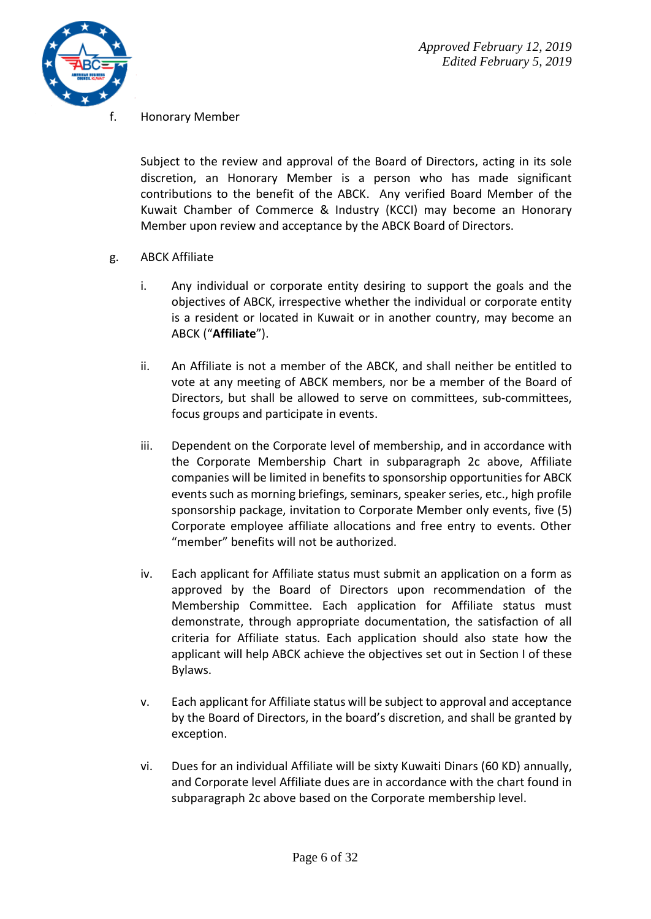f. Honorary Member

Subject to the review and approval of the Board of Directors, acting in its sole discretion, an Honorary Member is a person who has made significant contributions to the benefit of the ABCK. Any verified Board Member of the Kuwait Chamber of Commerce & Industry (KCCI) may become an Honorary Member upon review and acceptance by the ABCK Board of Directors.

g. ABCK Affiliate

i. Any individual or corporate entity desiring to support the goals and the objectives of ABCK, irrespective whether the individual or corporate entity is a resident or located in Kuwait or in another country, may become an ABCK ("**Affiliate**").

ii. An Affiliate is not a member of the ABCK, and shall neither be entitled to vote at any meeting of ABCK members, nor be a member of the Board of Directors, but shall be allowed to serve on committees, sub-committees, focus groups and participate in events.

iii. Dependent on the Corporate level of membership, and in accordance with the Corporate Membership Chart in subparagraph 2c above, Affiliate companies will be limited in benefits to sponsorship opportunities for ABCK events such as morning briefings, seminars, speaker series, etc., high profile sponsorship package, invitation to Corporate Member only events, five (5) Corporate employee affiliate allocations and free entry to events. Other "member" benefits will not be authorized.

iv. Each applicant for Affiliate status must submit an application on a form as approved by the Board of Directors upon recommendation of the Membership Committee. Each application for Affiliate status must demonstrate, through appropriate documentation, the satisfaction of all criteria for Affiliate status. Each application should also state how the applicant will help ABCK achieve the objectives set out in Section I of these Bylaws.

v. Each applicant for Affiliate status will be subject to approval and acceptance by the Board of Directors, in the board's discretion, and shall be granted by exception.

vi. Dues for an individual Affiliate will be sixty Kuwaiti Dinars (60 KD) annually, and Corporate level Affiliate dues are in accordance with the chart found in subparagraph 2c above based on the Corporate membership level.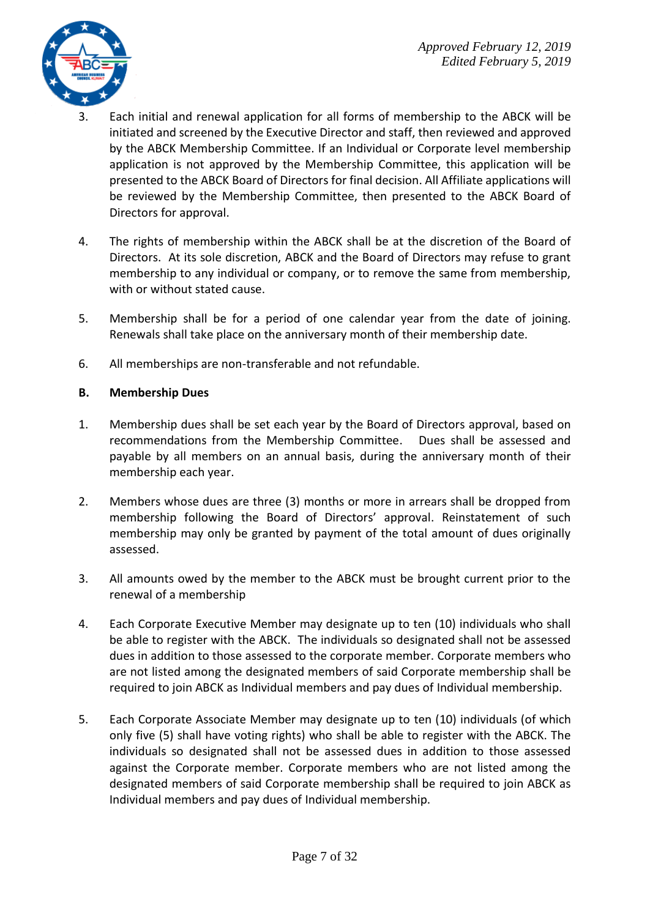3. Each initial and renewal application for all forms of membership to the ABCK will be initiated and screened by the Executive Director and staff, then reviewed and approved by the ABCK Membership Committee. If an Individual or Corporate level membership application is not approved by the Membership Committee, this application will be presented to the ABCK Board of Directors for final decision. All Affiliate applications will be reviewed by the Membership Committee, then presented to the ABCK Board of Directors for approval.

4. The rights of membership within the ABCK shall be at the discretion of the Board of Directors. At its sole discretion, ABCK and the Board of Directors may refuse to grant membership to any individual or company, or to remove the same from membership, with or without stated cause.

5. Membership shall be for a period of one calendar year from the date of joining. Renewals shall take place on the anniversary month of their membership date.

6. All memberships are non-transferable and not refundable.

**B. Membership Dues**

1. Membership dues shall be set each year by the Board of Directors approval, based on recommendations from the Membership Committee. Dues shall be assessed and payable by all members on an annual basis, during the anniversary month of their membership each year.

2. Members whose dues are three (3) months or more in arrears shall be dropped from membership following the Board of Directors' approval. Reinstatement of such membership may only be granted by payment of the total amount of dues originally assessed.

3. All amounts owed by the member to the ABCK must be brought current prior to the renewal of a membership

4. Each Corporate Executive Member may designate up to ten (10) individuals who shall be able to register with the ABCK. The individuals so designated shall not be assessed dues in addition to those assessed to the corporate member. Corporate members who are not listed among the designated members of said Corporate membership shall be required to join ABCK as Individual members and pay dues of Individual membership.

5. Each Corporate Associate Member may designate up to ten (10) individuals (of which only five (5) shall have voting rights) who shall be able to register with the ABCK. The individuals so designated shall not be assessed dues in addition to those assessed against the Corporate member. Corporate members who are not listed among the designated members of said Corporate membership shall be required to join ABCK as Individual members and pay dues of Individual membership.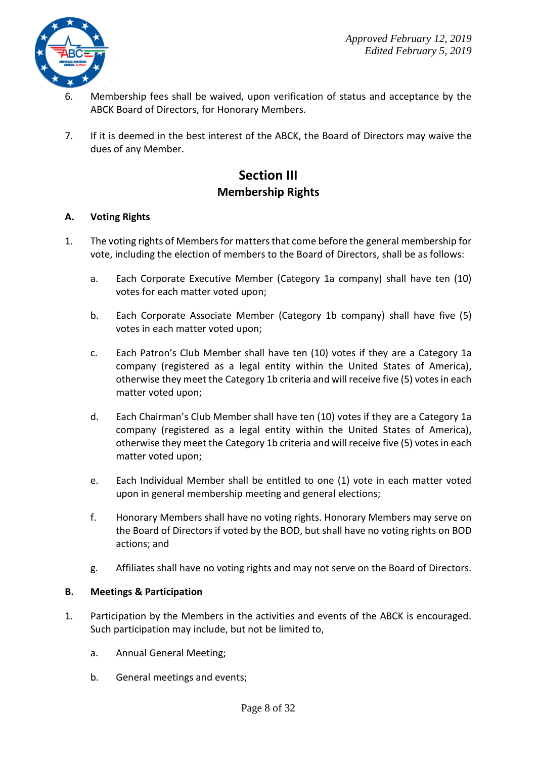6. Membership fees shall be waived, upon verification of status and acceptance by the ABCK Board of Directors, for Honorary Members.

7. If it is deemed in the best interest of the ABCK, the Board of Directors may waive the dues of any Member.

## Section III
## Membership Rights

### A. Voting Rights

1. The voting rights of Members for matters that come before the general membership for vote, including the election of members to the Board of Directors, shall be as follows:

   a. Each Corporate Executive Member (Category 1a company) shall have ten (10) votes for each matter voted upon;

   b. Each Corporate Associate Member (Category 1b company) shall have five (5) votes in each matter voted upon;

   c. Each Patron's Club Member shall have ten (10) votes if they are a Category 1a company (registered as a legal entity within the United States of America), otherwise they meet the Category 1b criteria and will receive five (5) votes in each matter voted upon;

   d. Each Chairman's Club Member shall have ten (10) votes if they are a Category 1a company (registered as a legal entity within the United States of America), otherwise they meet the Category 1b criteria and will receive five (5) votes in each matter voted upon;

   e. Each Individual Member shall be entitled to one (1) vote in each matter voted upon in general membership meeting and general elections;

   f. Honorary Members shall have no voting rights. Honorary Members may serve on the Board of Directors if voted by the BOD, but shall have no voting rights on BOD actions; and

   g. Affiliates shall have no voting rights and may not serve on the Board of Directors.

### B. Meetings & Participation

1. Participation by the Members in the activities and events of the ABCK is encouraged. Such participation may include, but not be limited to,

   a. Annual General Meeting;

   b. General meetings and events;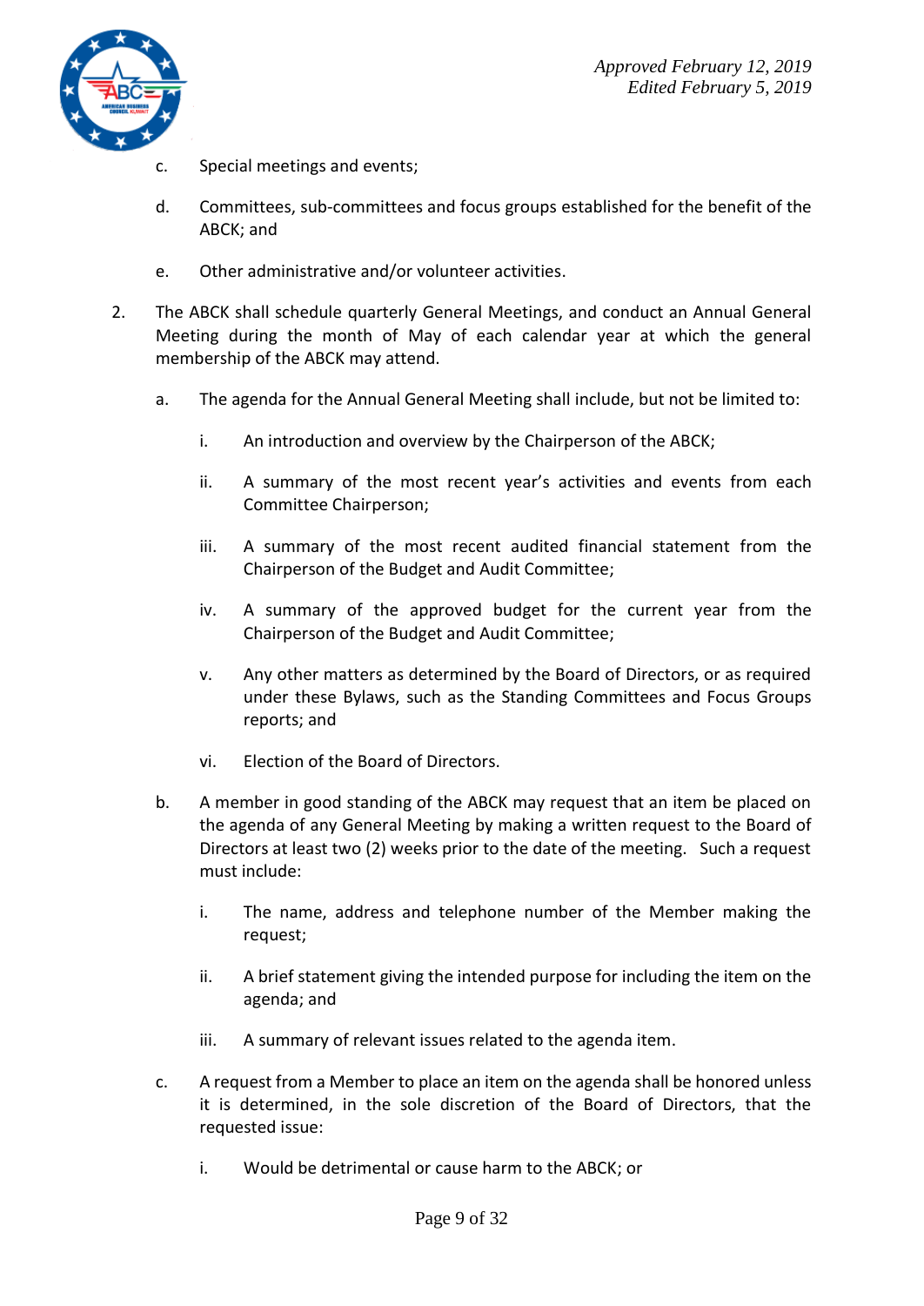c. Special meetings and events;

d. Committees, sub-committees and focus groups established for the benefit of the ABCK; and

e. Other administrative and/or volunteer activities.

2. The ABCK shall schedule quarterly General Meetings, and conduct an Annual General Meeting during the month of May of each calendar year at which the general membership of the ABCK may attend.

   a. The agenda for the Annual General Meeting shall include, but not be limited to:

      i. An introduction and overview by the Chairperson of the ABCK;

      ii. A summary of the most recent year's activities and events from each Committee Chairperson;

      iii. A summary of the most recent audited financial statement from the Chairperson of the Budget and Audit Committee;

      iv. A summary of the approved budget for the current year from the Chairperson of the Budget and Audit Committee;

      v. Any other matters as determined by the Board of Directors, or as required under these Bylaws, such as the Standing Committees and Focus Groups reports; and

      vi. Election of the Board of Directors.

   b. A member in good standing of the ABCK may request that an item be placed on the agenda of any General Meeting by making a written request to the Board of Directors at least two (2) weeks prior to the date of the meeting. Such a request must include:

      i. The name, address and telephone number of the Member making the request;

      ii. A brief statement giving the intended purpose for including the item on the agenda; and

      iii. A summary of relevant issues related to the agenda item.

   c. A request from a Member to place an item on the agenda shall be honored unless it is determined, in the sole discretion of the Board of Directors, that the requested issue:

      i. Would be detrimental or cause harm to the ABCK; or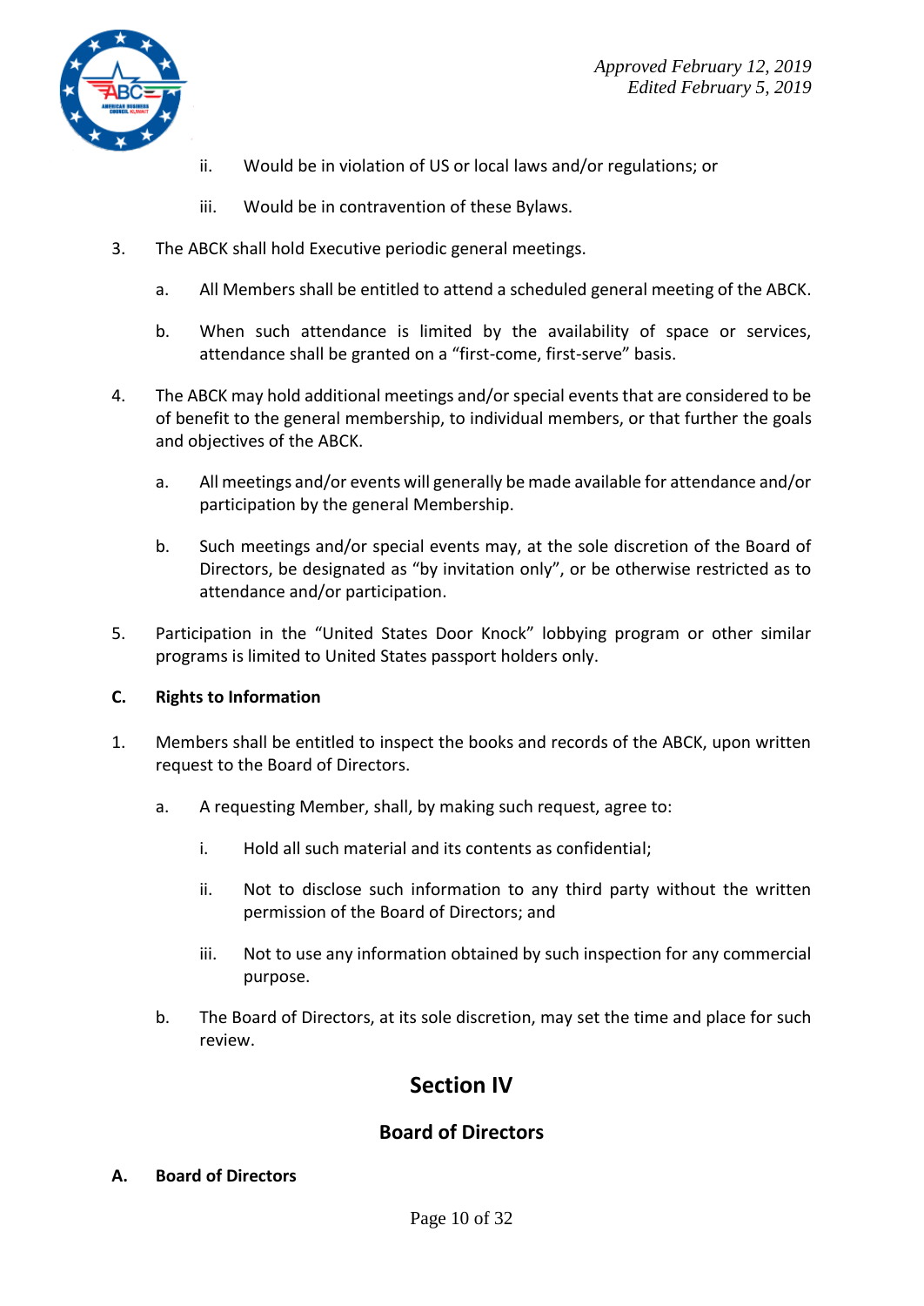ii. Would be in violation of US or local laws and/or regulations; or

iii. Would be in contravention of these Bylaws.

3. The ABCK shall hold Executive periodic general meetings.

   a. All Members shall be entitled to attend a scheduled general meeting of the ABCK.

   b. When such attendance is limited by the availability of space or services, attendance shall be granted on a “first-come, first-serve” basis.

4. The ABCK may hold additional meetings and/or special events that are considered to be of benefit to the general membership, to individual members, or that further the goals and objectives of the ABCK.

   a. All meetings and/or events will generally be made available for attendance and/or participation by the general Membership.

   b. Such meetings and/or special events may, at the sole discretion of the Board of Directors, be designated as “by invitation only”, or be otherwise restricted as to attendance and/or participation.

5. Participation in the “United States Door Knock” lobbying program or other similar programs is limited to United States passport holders only.

**C. Rights to Information**

1. Members shall be entitled to inspect the books and records of the ABCK, upon written request to the Board of Directors.

   a. A requesting Member, shall, by making such request, agree to:

      i. Hold all such material and its contents as confidential;

      ii. Not to disclose such information to any third party without the written permission of the Board of Directors; and

      iii. Not to use any information obtained by such inspection for any commercial purpose.

   b. The Board of Directors, at its sole discretion, may set the time and place for such review.

# Section IV

## Board of Directors

**A. Board of Directors**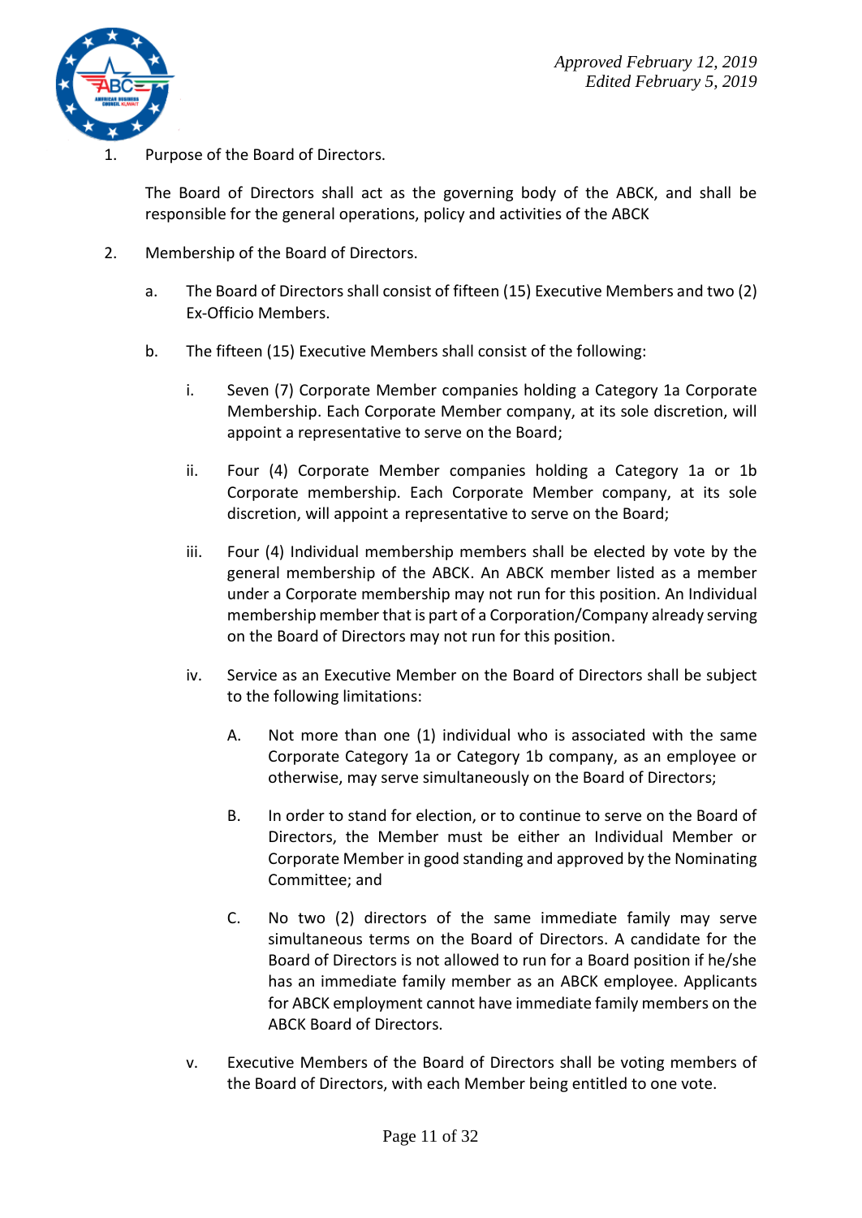*Approved February 12, 2019*
*Edited February 5, 2019*

1. Purpose of the Board of Directors.

   The Board of Directors shall act as the governing body of the ABCK, and shall be responsible for the general operations, policy and activities of the ABCK

2. Membership of the Board of Directors.

   a. The Board of Directors shall consist of fifteen (15) Executive Members and two (2) Ex-Officio Members.

   b. The fifteen (15) Executive Members shall consist of the following:

      i. Seven (7) Corporate Member companies holding a Category 1a Corporate Membership. Each Corporate Member company, at its sole discretion, will appoint a representative to serve on the Board;

      ii. Four (4) Corporate Member companies holding a Category 1a or 1b Corporate membership. Each Corporate Member company, at its sole discretion, will appoint a representative to serve on the Board;

      iii. Four (4) Individual membership members shall be elected by vote by the general membership of the ABCK. An ABCK member listed as a member under a Corporate membership may not run for this position. An Individual membership member that is part of a Corporation/Company already serving on the Board of Directors may not run for this position.

      iv. Service as an Executive Member on the Board of Directors shall be subject to the following limitations:

         A. Not more than one (1) individual who is associated with the same Corporate Category 1a or Category 1b company, as an employee or otherwise, may serve simultaneously on the Board of Directors;

         B. In order to stand for election, or to continue to serve on the Board of Directors, the Member must be either an Individual Member or Corporate Member in good standing and approved by the Nominating Committee; and

         C. No two (2) directors of the same immediate family may serve simultaneous terms on the Board of Directors. A candidate for the Board of Directors is not allowed to run for a Board position if he/she has an immediate family member as an ABCK employee. Applicants for ABCK employment cannot have immediate family members on the ABCK Board of Directors.

      v. Executive Members of the Board of Directors shall be voting members of the Board of Directors, with each Member being entitled to one vote.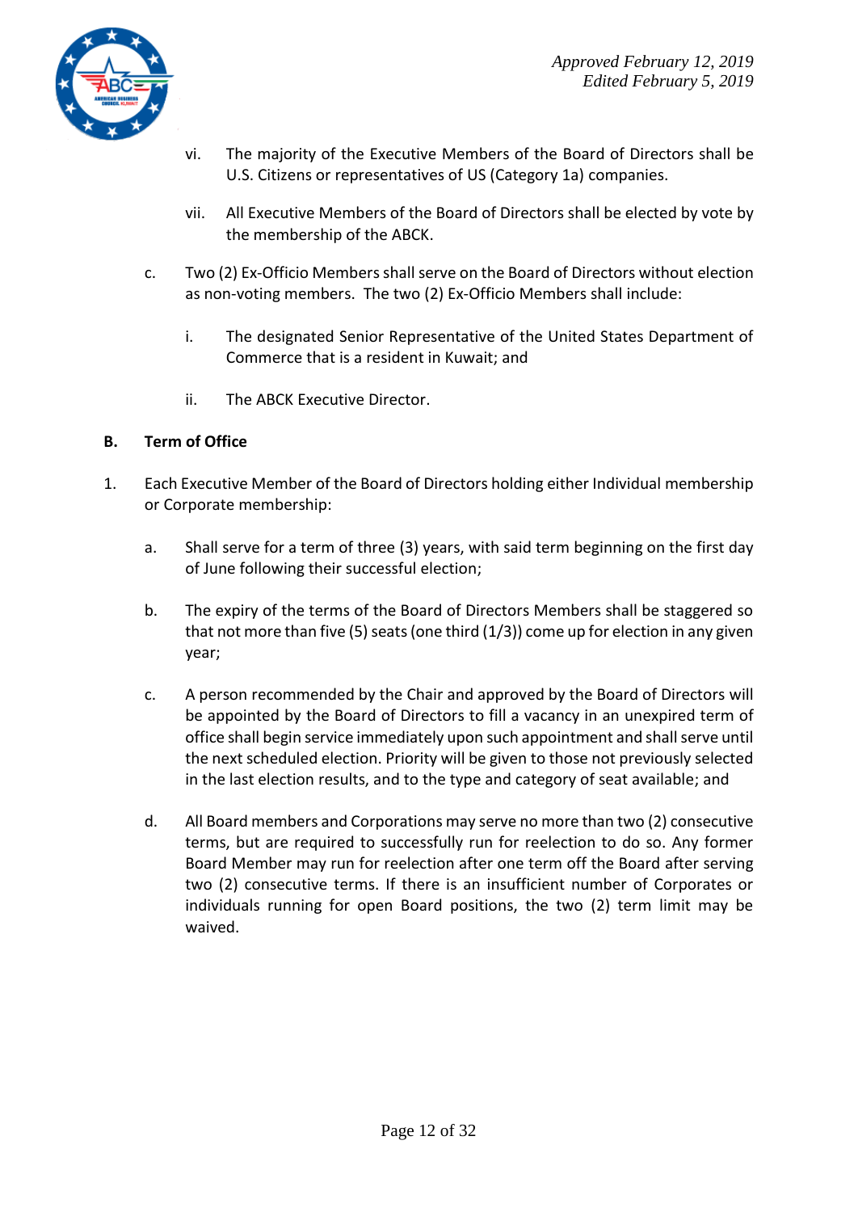vi. The majority of the Executive Members of the Board of Directors shall be U.S. Citizens or representatives of US (Category 1a) companies.

vii. All Executive Members of the Board of Directors shall be elected by vote by the membership of the ABCK.

c. Two (2) Ex-Officio Members shall serve on the Board of Directors without election as non-voting members. The two (2) Ex-Officio Members shall include:

i. The designated Senior Representative of the United States Department of Commerce that is a resident in Kuwait; and

ii. The ABCK Executive Director.

**B. Term of Office**

1. Each Executive Member of the Board of Directors holding either Individual membership or Corporate membership:

a. Shall serve for a term of three (3) years, with said term beginning on the first day of June following their successful election;

b. The expiry of the terms of the Board of Directors Members shall be staggered so that not more than five (5) seats (one third (1/3)) come up for election in any given year;

c. A person recommended by the Chair and approved by the Board of Directors will be appointed by the Board of Directors to fill a vacancy in an unexpired term of office shall begin service immediately upon such appointment and shall serve until the next scheduled election. Priority will be given to those not previously selected in the last election results, and to the type and category of seat available; and

d. All Board members and Corporations may serve no more than two (2) consecutive terms, but are required to successfully run for reelection to do so. Any former Board Member may run for reelection after one term off the Board after serving two (2) consecutive terms. If there is an insufficient number of Corporates or individuals running for open Board positions, the two (2) term limit may be waived.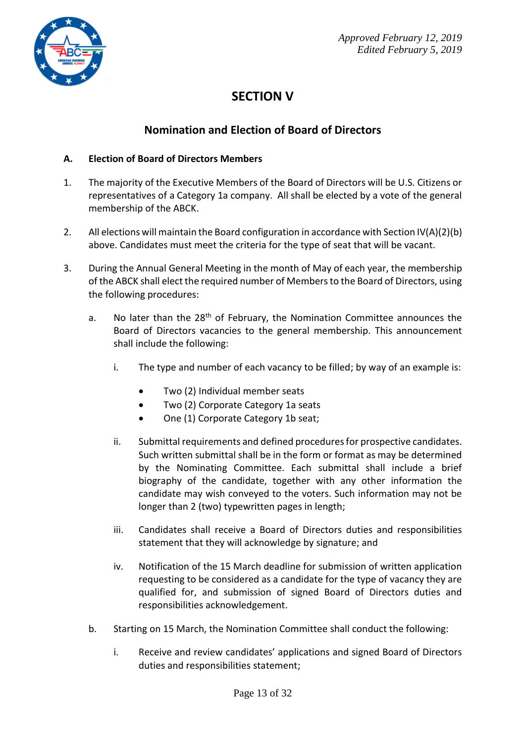*Approved February 12, 2019*
*Edited February 5, 2019*

# SECTION V

## Nomination and Election of Board of Directors

**A. Election of Board of Directors Members**

1. The majority of the Executive Members of the Board of Directors will be U.S. Citizens or representatives of a Category 1a company. All shall be elected by a vote of the general membership of the ABCK.

2. All elections will maintain the Board configuration in accordance with Section IV(A)(2)(b) above. Candidates must meet the criteria for the type of seat that will be vacant.

3. During the Annual General Meeting in the month of May of each year, the membership of the ABCK shall elect the required number of Members to the Board of Directors, using the following procedures:

   a. No later than the 28th of February, the Nomination Committee announces the Board of Directors vacancies to the general membership. This announcement shall include the following:

      i. The type and number of each vacancy to be filled; by way of an example is:

         - Two (2) Individual member seats
         - Two (2) Corporate Category 1a seats
         - One (1) Corporate Category 1b seat;

      ii. Submittal requirements and defined procedures for prospective candidates. Such written submittal shall be in the form or format as may be determined by the Nominating Committee. Each submittal shall include a brief biography of the candidate, together with any other information the candidate may wish conveyed to the voters. Such information may not be longer than 2 (two) typewritten pages in length;

      iii. Candidates shall receive a Board of Directors duties and responsibilities statement that they will acknowledge by signature; and

      iv. Notification of the 15 March deadline for submission of written application requesting to be considered as a candidate for the type of vacancy they are qualified for, and submission of signed Board of Directors duties and responsibilities acknowledgement.

   b. Starting on 15 March, the Nomination Committee shall conduct the following:

      i. Receive and review candidates' applications and signed Board of Directors duties and responsibilities statement;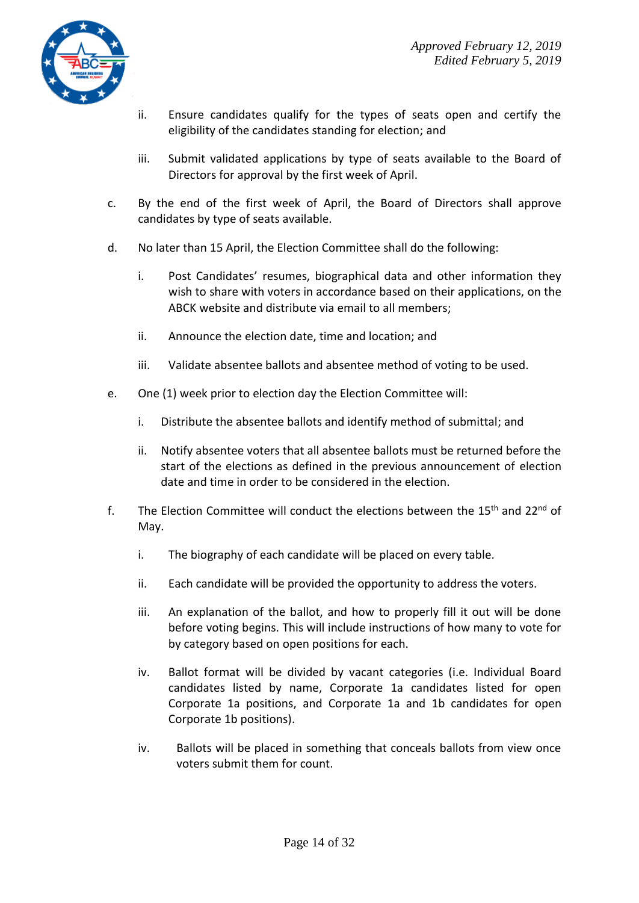ii. Ensure candidates qualify for the types of seats open and certify the eligibility of the candidates standing for election; and

iii. Submit validated applications by type of seats available to the Board of Directors for approval by the first week of April.

c. By the end of the first week of April, the Board of Directors shall approve candidates by type of seats available.

d. No later than 15 April, the Election Committee shall do the following:

i. Post Candidates' resumes, biographical data and other information they wish to share with voters in accordance based on their applications, on the ABCK website and distribute via email to all members;

ii. Announce the election date, time and location; and

iii. Validate absentee ballots and absentee method of voting to be used.

e. One (1) week prior to election day the Election Committee will:

i. Distribute the absentee ballots and identify method of submittal; and

ii. Notify absentee voters that all absentee ballots must be returned before the start of the elections as defined in the previous announcement of election date and time in order to be considered in the election.

f. The Election Committee will conduct the elections between the 15th and 22nd of May.

i. The biography of each candidate will be placed on every table.

ii. Each candidate will be provided the opportunity to address the voters.

iii. An explanation of the ballot, and how to properly fill it out will be done before voting begins. This will include instructions of how many to vote for by category based on open positions for each.

iv. Ballot format will be divided by vacant categories (i.e. Individual Board candidates listed by name, Corporate 1a candidates listed for open Corporate 1a positions, and Corporate 1a and 1b candidates for open Corporate 1b positions).

iv. Ballots will be placed in something that conceals ballots from view once voters submit them for count.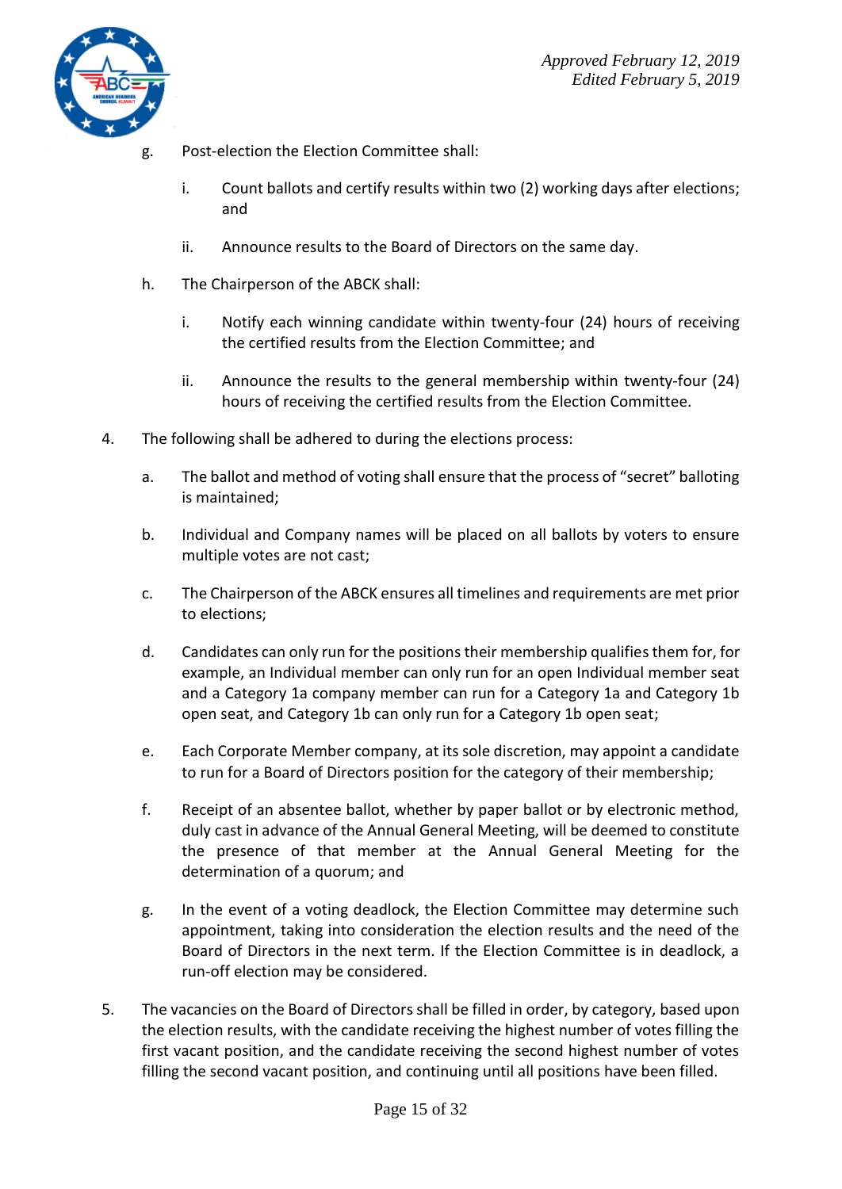g. Post-election the Election Committee shall:

   i. Count ballots and certify results within two (2) working days after elections; and

   ii. Announce results to the Board of Directors on the same day.

h. The Chairperson of the ABCK shall:

   i. Notify each winning candidate within twenty-four (24) hours of receiving the certified results from the Election Committee; and

   ii. Announce the results to the general membership within twenty-four (24) hours of receiving the certified results from the Election Committee.

4. The following shall be adhered to during the elections process:

   a. The ballot and method of voting shall ensure that the process of "secret" balloting is maintained;

   b. Individual and Company names will be placed on all ballots by voters to ensure multiple votes are not cast;

   c. The Chairperson of the ABCK ensures all timelines and requirements are met prior to elections;

   d. Candidates can only run for the positions their membership qualifies them for, for example, an Individual member can only run for an open Individual member seat and a Category 1a company member can run for a Category 1a and Category 1b open seat, and Category 1b can only run for a Category 1b open seat;

   e. Each Corporate Member company, at its sole discretion, may appoint a candidate to run for a Board of Directors position for the category of their membership;

   f. Receipt of an absentee ballot, whether by paper ballot or by electronic method, duly cast in advance of the Annual General Meeting, will be deemed to constitute the presence of that member at the Annual General Meeting for the determination of a quorum; and

   g. In the event of a voting deadlock, the Election Committee may determine such appointment, taking into consideration the election results and the need of the Board of Directors in the next term. If the Election Committee is in deadlock, a run-off election may be considered.

5. The vacancies on the Board of Directors shall be filled in order, by category, based upon the election results, with the candidate receiving the highest number of votes filling the first vacant position, and the candidate receiving the second highest number of votes filling the second vacant position, and continuing until all positions have been filled.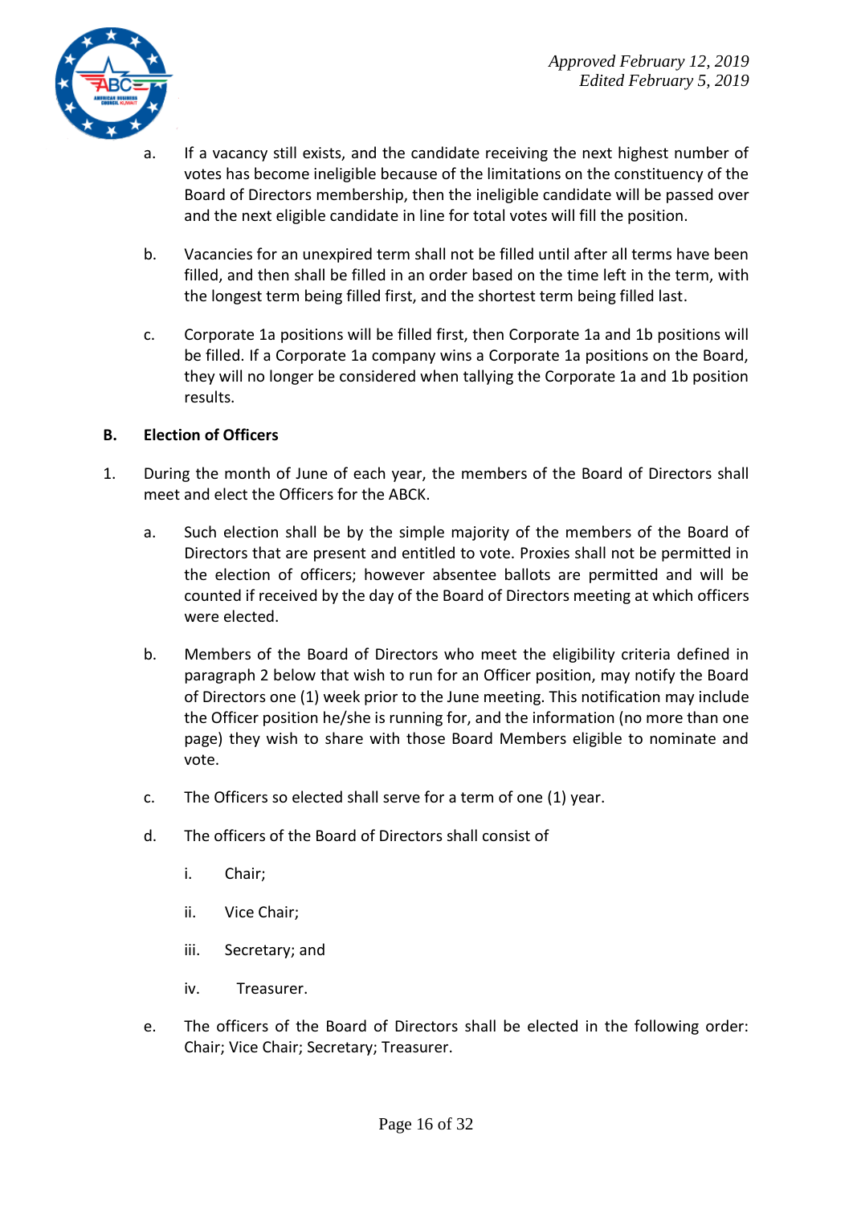a. If a vacancy still exists, and the candidate receiving the next highest number of votes has become ineligible because of the limitations on the constituency of the Board of Directors membership, then the ineligible candidate will be passed over and the next eligible candidate in line for total votes will fill the position.

b. Vacancies for an unexpired term shall not be filled until after all terms have been filled, and then shall be filled in an order based on the time left in the term, with the longest term being filled first, and the shortest term being filled last.

c. Corporate 1a positions will be filled first, then Corporate 1a and 1b positions will be filled. If a Corporate 1a company wins a Corporate 1a positions on the Board, they will no longer be considered when tallying the Corporate 1a and 1b position results.

**B. Election of Officers**

1. During the month of June of each year, the members of the Board of Directors shall meet and elect the Officers for the ABCK.

   a. Such election shall be by the simple majority of the members of the Board of Directors that are present and entitled to vote. Proxies shall not be permitted in the election of officers; however absentee ballots are permitted and will be counted if received by the day of the Board of Directors meeting at which officers were elected.

   b. Members of the Board of Directors who meet the eligibility criteria defined in paragraph 2 below that wish to run for an Officer position, may notify the Board of Directors one (1) week prior to the June meeting. This notification may include the Officer position he/she is running for, and the information (no more than one page) they wish to share with those Board Members eligible to nominate and vote.

   c. The Officers so elected shall serve for a term of one (1) year.

   d. The officers of the Board of Directors shall consist of

      i. Chair;

      ii. Vice Chair;

      iii. Secretary; and

      iv. Treasurer.

   e. The officers of the Board of Directors shall be elected in the following order: Chair; Vice Chair; Secretary; Treasurer.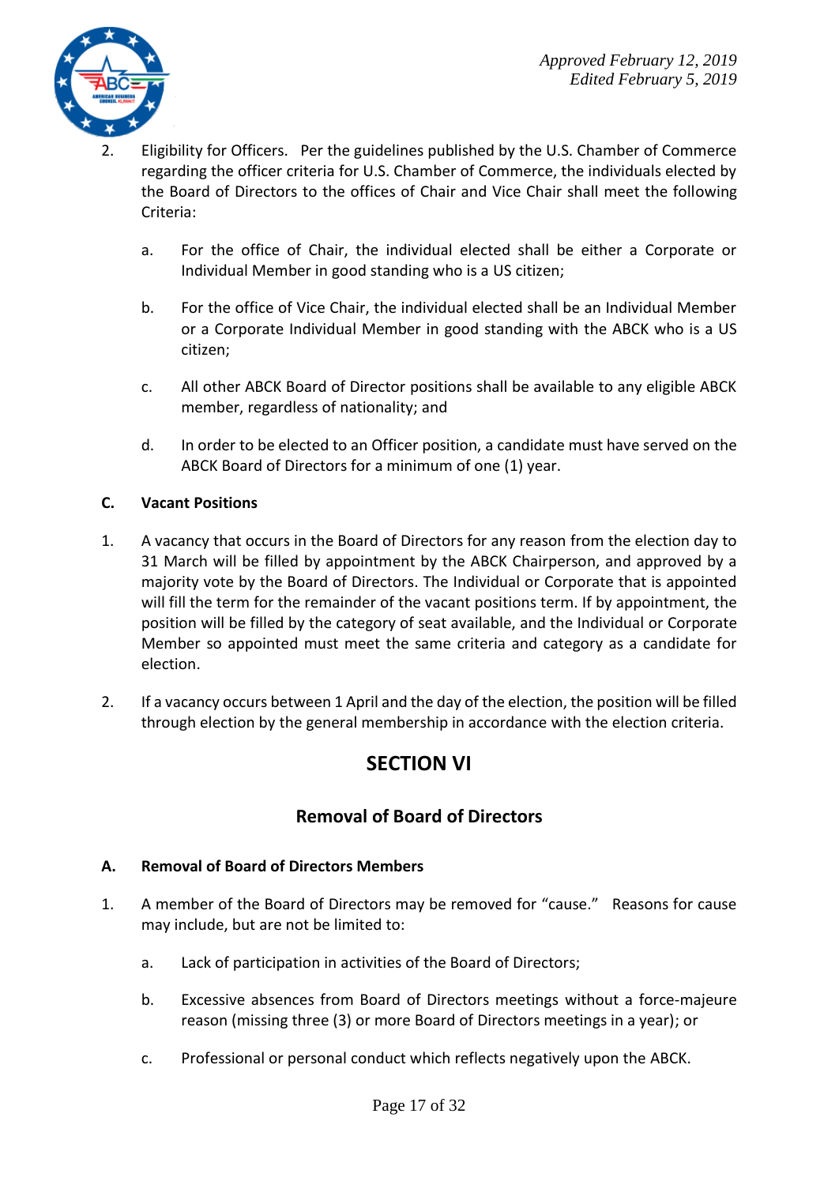*Approved February 12, 2019*
*Edited February 5, 2019*

2. Eligibility for Officers. Per the guidelines published by the U.S. Chamber of Commerce regarding the officer criteria for U.S. Chamber of Commerce, the individuals elected by the Board of Directors to the offices of Chair and Vice Chair shall meet the following Criteria:

   a. For the office of Chair, the individual elected shall be either a Corporate or Individual Member in good standing who is a US citizen;

   b. For the office of Vice Chair, the individual elected shall be an Individual Member or a Corporate Individual Member in good standing with the ABCK who is a US citizen;

   c. All other ABCK Board of Director positions shall be available to any eligible ABCK member, regardless of nationality; and

   d. In order to be elected to an Officer position, a candidate must have served on the ABCK Board of Directors for a minimum of one (1) year.

**C. Vacant Positions**

1. A vacancy that occurs in the Board of Directors for any reason from the election day to 31 March will be filled by appointment by the ABCK Chairperson, and approved by a majority vote by the Board of Directors. The Individual or Corporate that is appointed will fill the term for the remainder of the vacant positions term. If by appointment, the position will be filled by the category of seat available, and the Individual or Corporate Member so appointed must meet the same criteria and category as a candidate for election.

2. If a vacancy occurs between 1 April and the day of the election, the position will be filled through election by the general membership in accordance with the election criteria.

# SECTION VI

## Removal of Board of Directors

**A. Removal of Board of Directors Members**

1. A member of the Board of Directors may be removed for "cause." Reasons for cause may include, but are not be limited to:

   a. Lack of participation in activities of the Board of Directors;

   b. Excessive absences from Board of Directors meetings without a force-majeure reason (missing three (3) or more Board of Directors meetings in a year); or

   c. Professional or personal conduct which reflects negatively upon the ABCK.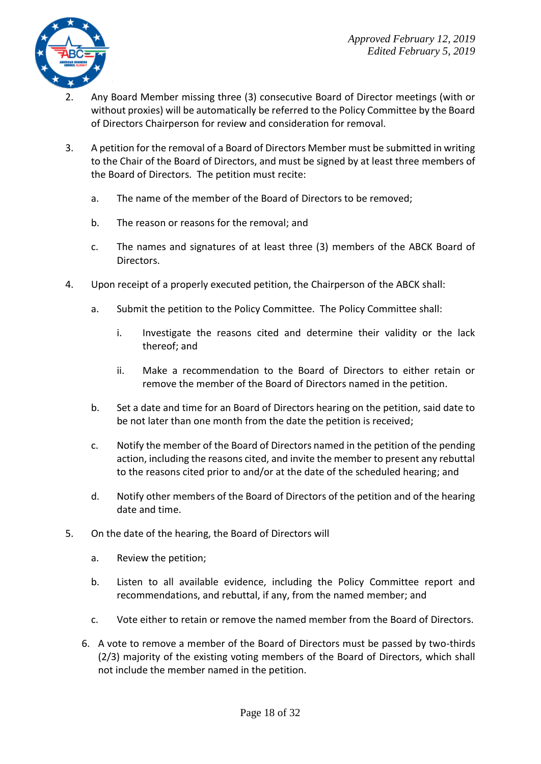*Approved February 12, 2019*
*Edited February 5, 2019*

2. Any Board Member missing three (3) consecutive Board of Director meetings (with or without proxies) will be automatically be referred to the Policy Committee by the Board of Directors Chairperson for review and consideration for removal.

3. A petition for the removal of a Board of Directors Member must be submitted in writing to the Chair of the Board of Directors, and must be signed by at least three members of the Board of Directors. The petition must recite:

   a. The name of the member of the Board of Directors to be removed;

   b. The reason or reasons for the removal; and

   c. The names and signatures of at least three (3) members of the ABCK Board of Directors.

4. Upon receipt of a properly executed petition, the Chairperson of the ABCK shall:

   a. Submit the petition to the Policy Committee. The Policy Committee shall:

      i. Investigate the reasons cited and determine their validity or the lack thereof; and

      ii. Make a recommendation to the Board of Directors to either retain or remove the member of the Board of Directors named in the petition.

   b. Set a date and time for an Board of Directors hearing on the petition, said date to be not later than one month from the date the petition is received;

   c. Notify the member of the Board of Directors named in the petition of the pending action, including the reasons cited, and invite the member to present any rebuttal to the reasons cited prior to and/or at the date of the scheduled hearing; and

   d. Notify other members of the Board of Directors of the petition and of the hearing date and time.

5. On the date of the hearing, the Board of Directors will

   a. Review the petition;

   b. Listen to all available evidence, including the Policy Committee report and recommendations, and rebuttal, if any, from the named member; and

   c. Vote either to retain or remove the named member from the Board of Directors.

6. A vote to remove a member of the Board of Directors must be passed by two-thirds (2/3) majority of the existing voting members of the Board of Directors, which shall not include the member named in the petition.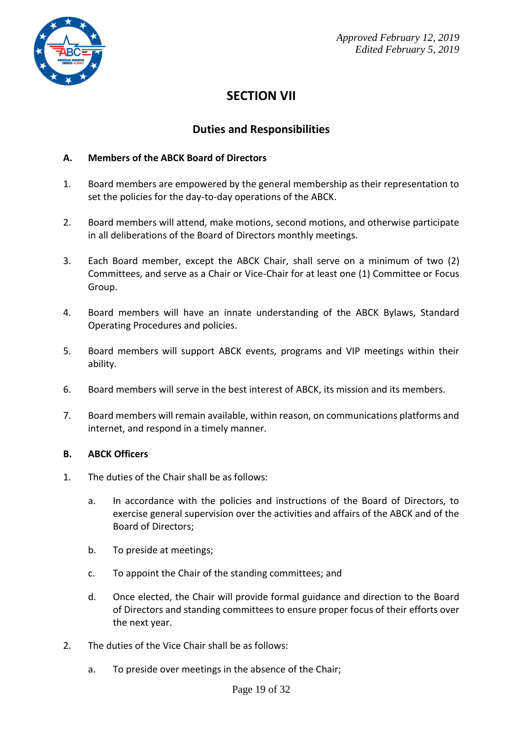*Approved February 12, 2019*
*Edited February 5, 2019*

# SECTION VII

## Duties and Responsibilities

**A. Members of the ABCK Board of Directors**

1. Board members are empowered by the general membership as their representation to set the policies for the day-to-day operations of the ABCK.

2. Board members will attend, make motions, second motions, and otherwise participate in all deliberations of the Board of Directors monthly meetings.

3. Each Board member, except the ABCK Chair, shall serve on a minimum of two (2) Committees, and serve as a Chair or Vice-Chair for at least one (1) Committee or Focus Group.

4. Board members will have an innate understanding of the ABCK Bylaws, Standard Operating Procedures and policies.

5. Board members will support ABCK events, programs and VIP meetings within their ability.

6. Board members will serve in the best interest of ABCK, its mission and its members.

7. Board members will remain available, within reason, on communications platforms and internet, and respond in a timely manner.

**B. ABCK Officers**

1. The duties of the Chair shall be as follows:

   a. In accordance with the policies and instructions of the Board of Directors, to exercise general supervision over the activities and affairs of the ABCK and of the Board of Directors;

   b. To preside at meetings;

   c. To appoint the Chair of the standing committees; and

   d. Once elected, the Chair will provide formal guidance and direction to the Board of Directors and standing committees to ensure proper focus of their efforts over the next year.

2. The duties of the Vice Chair shall be as follows:

   a. To preside over meetings in the absence of the Chair;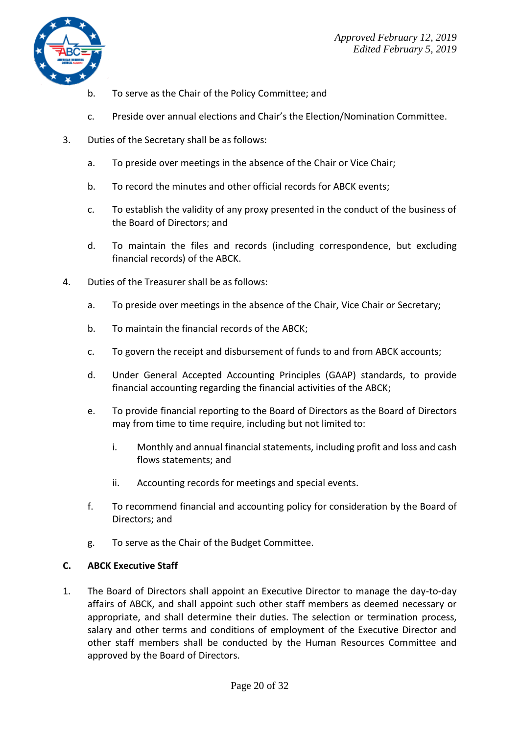b. To serve as the Chair of the Policy Committee; and

c. Preside over annual elections and Chair's the Election/Nomination Committee.

3. Duties of the Secretary shall be as follows:

   a. To preside over meetings in the absence of the Chair or Vice Chair;

   b. To record the minutes and other official records for ABCK events;

   c. To establish the validity of any proxy presented in the conduct of the business of the Board of Directors; and

   d. To maintain the files and records (including correspondence, but excluding financial records) of the ABCK.

4. Duties of the Treasurer shall be as follows:

   a. To preside over meetings in the absence of the Chair, Vice Chair or Secretary;

   b. To maintain the financial records of the ABCK;

   c. To govern the receipt and disbursement of funds to and from ABCK accounts;

   d. Under General Accepted Accounting Principles (GAAP) standards, to provide financial accounting regarding the financial activities of the ABCK;

   e. To provide financial reporting to the Board of Directors as the Board of Directors may from time to time require, including but not limited to:

      i. Monthly and annual financial statements, including profit and loss and cash flows statements; and

      ii. Accounting records for meetings and special events.

   f. To recommend financial and accounting policy for consideration by the Board of Directors; and

   g. To serve as the Chair of the Budget Committee.

**C. ABCK Executive Staff**

1. The Board of Directors shall appoint an Executive Director to manage the day-to-day affairs of ABCK, and shall appoint such other staff members as deemed necessary or appropriate, and shall determine their duties. The selection or termination process, salary and other terms and conditions of employment of the Executive Director and other staff members shall be conducted by the Human Resources Committee and approved by the Board of Directors.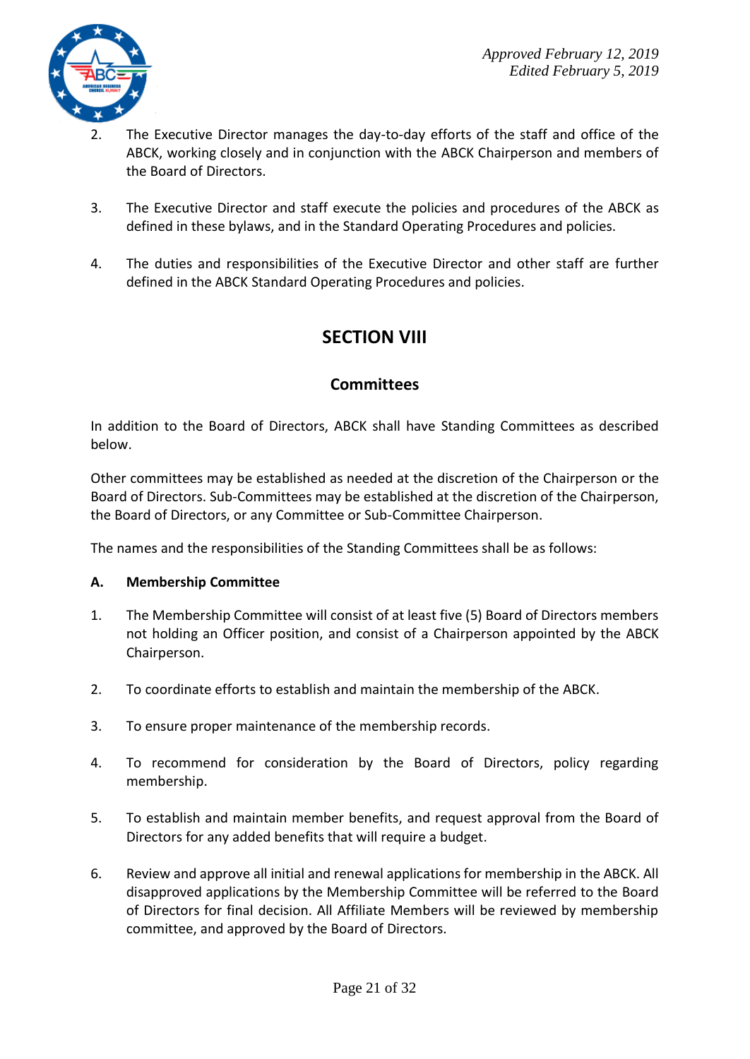2. The Executive Director manages the day-to-day efforts of the staff and office of the ABCK, working closely and in conjunction with the ABCK Chairperson and members of the Board of Directors.

3. The Executive Director and staff execute the policies and procedures of the ABCK as defined in these bylaws, and in the Standard Operating Procedures and policies.

4. The duties and responsibilities of the Executive Director and other staff are further defined in the ABCK Standard Operating Procedures and policies.

## SECTION VIII

### Committees

In addition to the Board of Directors, ABCK shall have Standing Committees as described below.

Other committees may be established as needed at the discretion of the Chairperson or the Board of Directors. Sub-Committees may be established at the discretion of the Chairperson, the Board of Directors, or any Committee or Sub-Committee Chairperson.

The names and the responsibilities of the Standing Committees shall be as follows:

**A. Membership Committee**

1. The Membership Committee will consist of at least five (5) Board of Directors members not holding an Officer position, and consist of a Chairperson appointed by the ABCK Chairperson.

2. To coordinate efforts to establish and maintain the membership of the ABCK.

3. To ensure proper maintenance of the membership records.

4. To recommend for consideration by the Board of Directors, policy regarding membership.

5. To establish and maintain member benefits, and request approval from the Board of Directors for any added benefits that will require a budget.

6. Review and approve all initial and renewal applications for membership in the ABCK. All disapproved applications by the Membership Committee will be referred to the Board of Directors for final decision. All Affiliate Members will be reviewed by membership committee, and approved by the Board of Directors.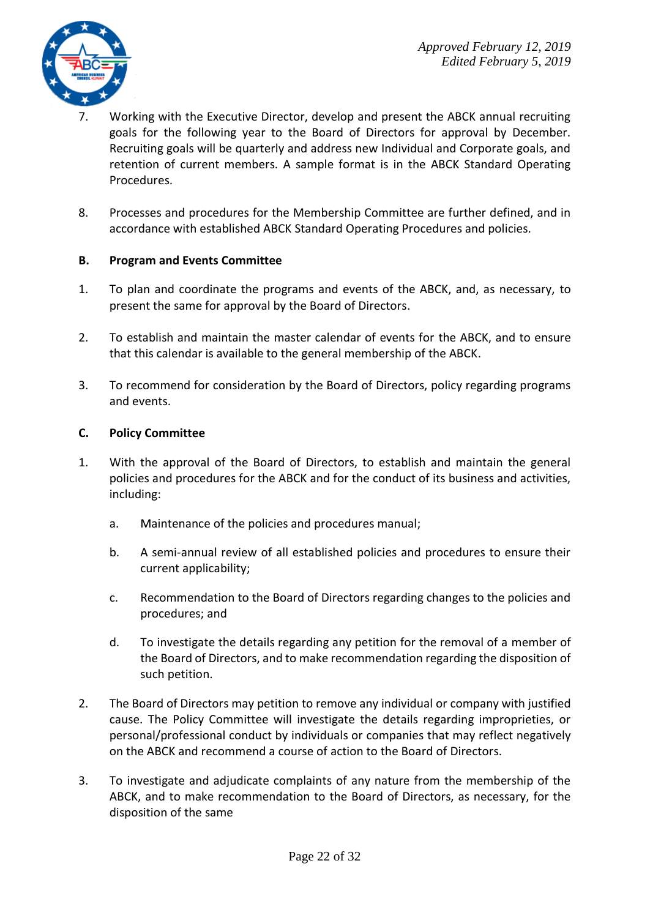7. Working with the Executive Director, develop and present the ABCK annual recruiting goals for the following year to the Board of Directors for approval by December. Recruiting goals will be quarterly and address new Individual and Corporate goals, and retention of current members. A sample format is in the ABCK Standard Operating Procedures.

8. Processes and procedures for the Membership Committee are further defined, and in accordance with established ABCK Standard Operating Procedures and policies.

**B. Program and Events Committee**

1. To plan and coordinate the programs and events of the ABCK, and, as necessary, to present the same for approval by the Board of Directors.

2. To establish and maintain the master calendar of events for the ABCK, and to ensure that this calendar is available to the general membership of the ABCK.

3. To recommend for consideration by the Board of Directors, policy regarding programs and events.

**C. Policy Committee**

1. With the approval of the Board of Directors, to establish and maintain the general policies and procedures for the ABCK and for the conduct of its business and activities, including:

   a. Maintenance of the policies and procedures manual;

   b. A semi-annual review of all established policies and procedures to ensure their current applicability;

   c. Recommendation to the Board of Directors regarding changes to the policies and procedures; and

   d. To investigate the details regarding any petition for the removal of a member of the Board of Directors, and to make recommendation regarding the disposition of such petition.

2. The Board of Directors may petition to remove any individual or company with justified cause. The Policy Committee will investigate the details regarding improprieties, or personal/professional conduct by individuals or companies that may reflect negatively on the ABCK and recommend a course of action to the Board of Directors.

3. To investigate and adjudicate complaints of any nature from the membership of the ABCK, and to make recommendation to the Board of Directors, as necessary, for the disposition of the same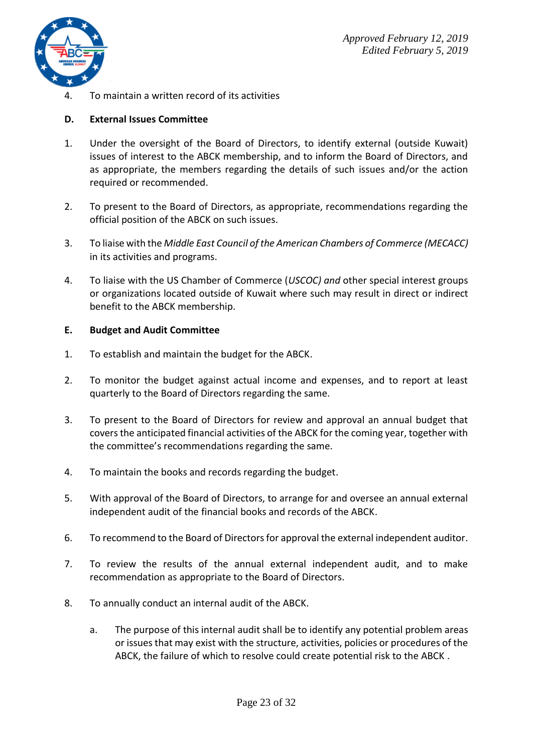4. To maintain a written record of its activities

**D. External Issues Committee**

1. Under the oversight of the Board of Directors, to identify external (outside Kuwait) issues of interest to the ABCK membership, and to inform the Board of Directors, and as appropriate, the members regarding the details of such issues and/or the action required or recommended.

2. To present to the Board of Directors, as appropriate, recommendations regarding the official position of the ABCK on such issues.

3. To liaise with the *Middle East Council of the American Chambers of Commerce (MECACC)* in its activities and programs.

4. To liaise with the US Chamber of Commerce (*USCOC) and* other special interest groups or organizations located outside of Kuwait where such may result in direct or indirect benefit to the ABCK membership.

**E. Budget and Audit Committee**

1. To establish and maintain the budget for the ABCK.

2. To monitor the budget against actual income and expenses, and to report at least quarterly to the Board of Directors regarding the same.

3. To present to the Board of Directors for review and approval an annual budget that covers the anticipated financial activities of the ABCK for the coming year, together with the committee's recommendations regarding the same.

4. To maintain the books and records regarding the budget.

5. With approval of the Board of Directors, to arrange for and oversee an annual external independent audit of the financial books and records of the ABCK.

6. To recommend to the Board of Directors for approval the external independent auditor.

7. To review the results of the annual external independent audit, and to make recommendation as appropriate to the Board of Directors.

8. To annually conduct an internal audit of the ABCK.

   a. The purpose of this internal audit shall be to identify any potential problem areas or issues that may exist with the structure, activities, policies or procedures of the ABCK, the failure of which to resolve could create potential risk to the ABCK .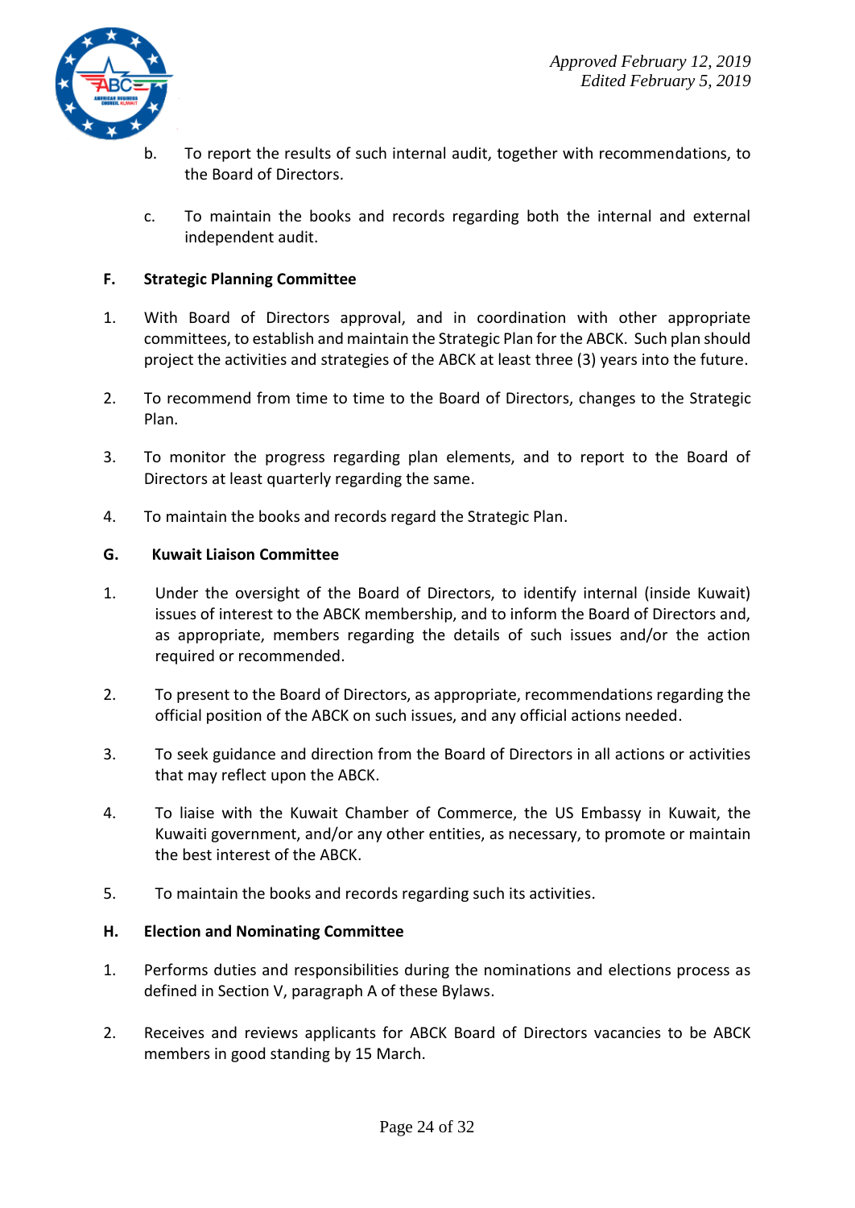b. To report the results of such internal audit, together with recommendations, to the Board of Directors.

c. To maintain the books and records regarding both the internal and external independent audit.

**F. Strategic Planning Committee**

1. With Board of Directors approval, and in coordination with other appropriate committees, to establish and maintain the Strategic Plan for the ABCK. Such plan should project the activities and strategies of the ABCK at least three (3) years into the future.

2. To recommend from time to time to the Board of Directors, changes to the Strategic Plan.

3. To monitor the progress regarding plan elements, and to report to the Board of Directors at least quarterly regarding the same.

4. To maintain the books and records regard the Strategic Plan.

**G. Kuwait Liaison Committee**

1. Under the oversight of the Board of Directors, to identify internal (inside Kuwait) issues of interest to the ABCK membership, and to inform the Board of Directors and, as appropriate, members regarding the details of such issues and/or the action required or recommended.

2. To present to the Board of Directors, as appropriate, recommendations regarding the official position of the ABCK on such issues, and any official actions needed.

3. To seek guidance and direction from the Board of Directors in all actions or activities that may reflect upon the ABCK.

4. To liaise with the Kuwait Chamber of Commerce, the US Embassy in Kuwait, the Kuwaiti government, and/or any other entities, as necessary, to promote or maintain the best interest of the ABCK.

5. To maintain the books and records regarding such its activities.

**H. Election and Nominating Committee**

1. Performs duties and responsibilities during the nominations and elections process as defined in Section V, paragraph A of these Bylaws.

2. Receives and reviews applicants for ABCK Board of Directors vacancies to be ABCK members in good standing by 15 March.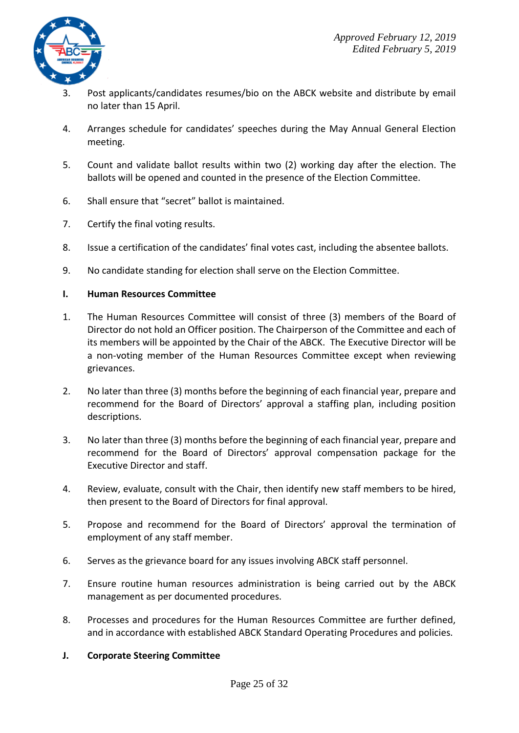*Approved February 12, 2019*
*Edited February 5, 2019*

3. Post applicants/candidates resumes/bio on the ABCK website and distribute by email no later than 15 April.

4. Arranges schedule for candidates' speeches during the May Annual General Election meeting.

5. Count and validate ballot results within two (2) working day after the election. The ballots will be opened and counted in the presence of the Election Committee.

6. Shall ensure that "secret" ballot is maintained.

7. Certify the final voting results.

8. Issue a certification of the candidates' final votes cast, including the absentee ballots.

9. No candidate standing for election shall serve on the Election Committee.

**I. Human Resources Committee**

1. The Human Resources Committee will consist of three (3) members of the Board of Director do not hold an Officer position. The Chairperson of the Committee and each of its members will be appointed by the Chair of the ABCK. The Executive Director will be a non-voting member of the Human Resources Committee except when reviewing grievances.

2. No later than three (3) months before the beginning of each financial year, prepare and recommend for the Board of Directors' approval a staffing plan, including position descriptions.

3. No later than three (3) months before the beginning of each financial year, prepare and recommend for the Board of Directors' approval compensation package for the Executive Director and staff.

4. Review, evaluate, consult with the Chair, then identify new staff members to be hired, then present to the Board of Directors for final approval.

5. Propose and recommend for the Board of Directors' approval the termination of employment of any staff member.

6. Serves as the grievance board for any issues involving ABCK staff personnel.

7. Ensure routine human resources administration is being carried out by the ABCK management as per documented procedures.

8. Processes and procedures for the Human Resources Committee are further defined, and in accordance with established ABCK Standard Operating Procedures and policies.

**J. Corporate Steering Committee**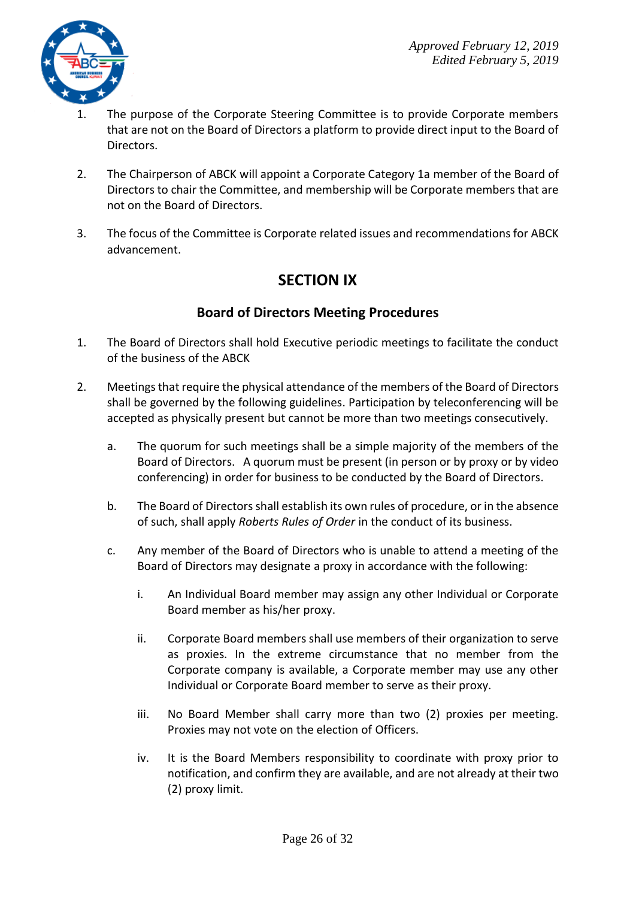1. The purpose of the Corporate Steering Committee is to provide Corporate members that are not on the Board of Directors a platform to provide direct input to the Board of Directors.

2. The Chairperson of ABCK will appoint a Corporate Category 1a member of the Board of Directors to chair the Committee, and membership will be Corporate members that are not on the Board of Directors.

3. The focus of the Committee is Corporate related issues and recommendations for ABCK advancement.

## SECTION IX

### Board of Directors Meeting Procedures

1. The Board of Directors shall hold Executive periodic meetings to facilitate the conduct of the business of the ABCK

2. Meetings that require the physical attendance of the members of the Board of Directors shall be governed by the following guidelines. Participation by teleconferencing will be accepted as physically present but cannot be more than two meetings consecutively.

    a. The quorum for such meetings shall be a simple majority of the members of the Board of Directors. A quorum must be present (in person or by proxy or by video conferencing) in order for business to be conducted by the Board of Directors.

    b. The Board of Directors shall establish its own rules of procedure, or in the absence of such, shall apply *Roberts Rules of Order* in the conduct of its business.

    c. Any member of the Board of Directors who is unable to attend a meeting of the Board of Directors may designate a proxy in accordance with the following:

        i. An Individual Board member may assign any other Individual or Corporate Board member as his/her proxy.

        ii. Corporate Board members shall use members of their organization to serve as proxies. In the extreme circumstance that no member from the Corporate company is available, a Corporate member may use any other Individual or Corporate Board member to serve as their proxy.

        iii. No Board Member shall carry more than two (2) proxies per meeting. Proxies may not vote on the election of Officers.

        iv. It is the Board Members responsibility to coordinate with proxy prior to notification, and confirm they are available, and are not already at their two (2) proxy limit.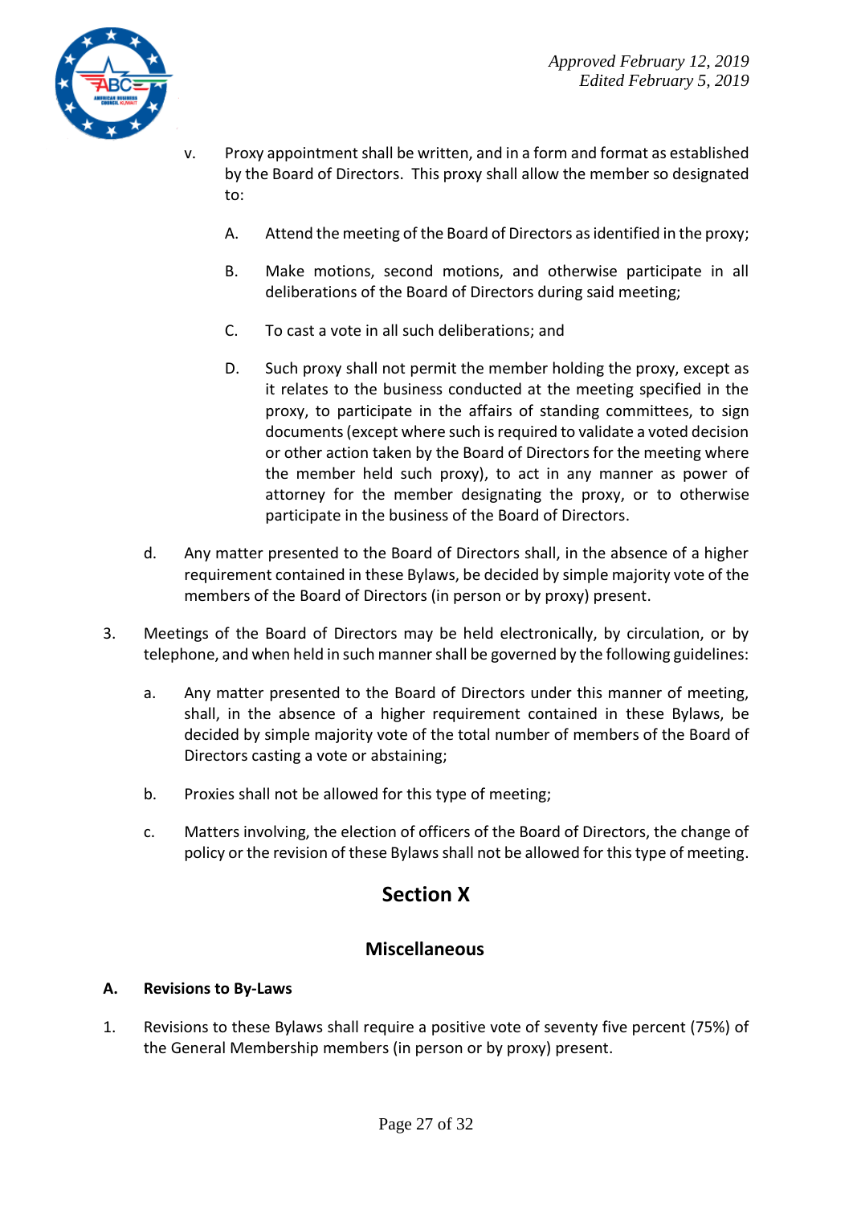v. Proxy appointment shall be written, and in a form and format as established by the Board of Directors. This proxy shall allow the member so designated to:

   A. Attend the meeting of the Board of Directors as identified in the proxy;

   B. Make motions, second motions, and otherwise participate in all deliberations of the Board of Directors during said meeting;

   C. To cast a vote in all such deliberations; and

   D. Such proxy shall not permit the member holding the proxy, except as it relates to the business conducted at the meeting specified in the proxy, to participate in the affairs of standing committees, to sign documents (except where such is required to validate a voted decision or other action taken by the Board of Directors for the meeting where the member held such proxy), to act in any manner as power of attorney for the member designating the proxy, or to otherwise participate in the business of the Board of Directors.

d. Any matter presented to the Board of Directors shall, in the absence of a higher requirement contained in these Bylaws, be decided by simple majority vote of the members of the Board of Directors (in person or by proxy) present.

3. Meetings of the Board of Directors may be held electronically, by circulation, or by telephone, and when held in such manner shall be governed by the following guidelines:

   a. Any matter presented to the Board of Directors under this manner of meeting, shall, in the absence of a higher requirement contained in these Bylaws, be decided by simple majority vote of the total number of members of the Board of Directors casting a vote or abstaining;

   b. Proxies shall not be allowed for this type of meeting;

   c. Matters involving, the election of officers of the Board of Directors, the change of policy or the revision of these Bylaws shall not be allowed for this type of meeting.

# Section X

## Miscellaneous

**A. Revisions to By-Laws**

1. Revisions to these Bylaws shall require a positive vote of seventy five percent (75%) of the General Membership members (in person or by proxy) present.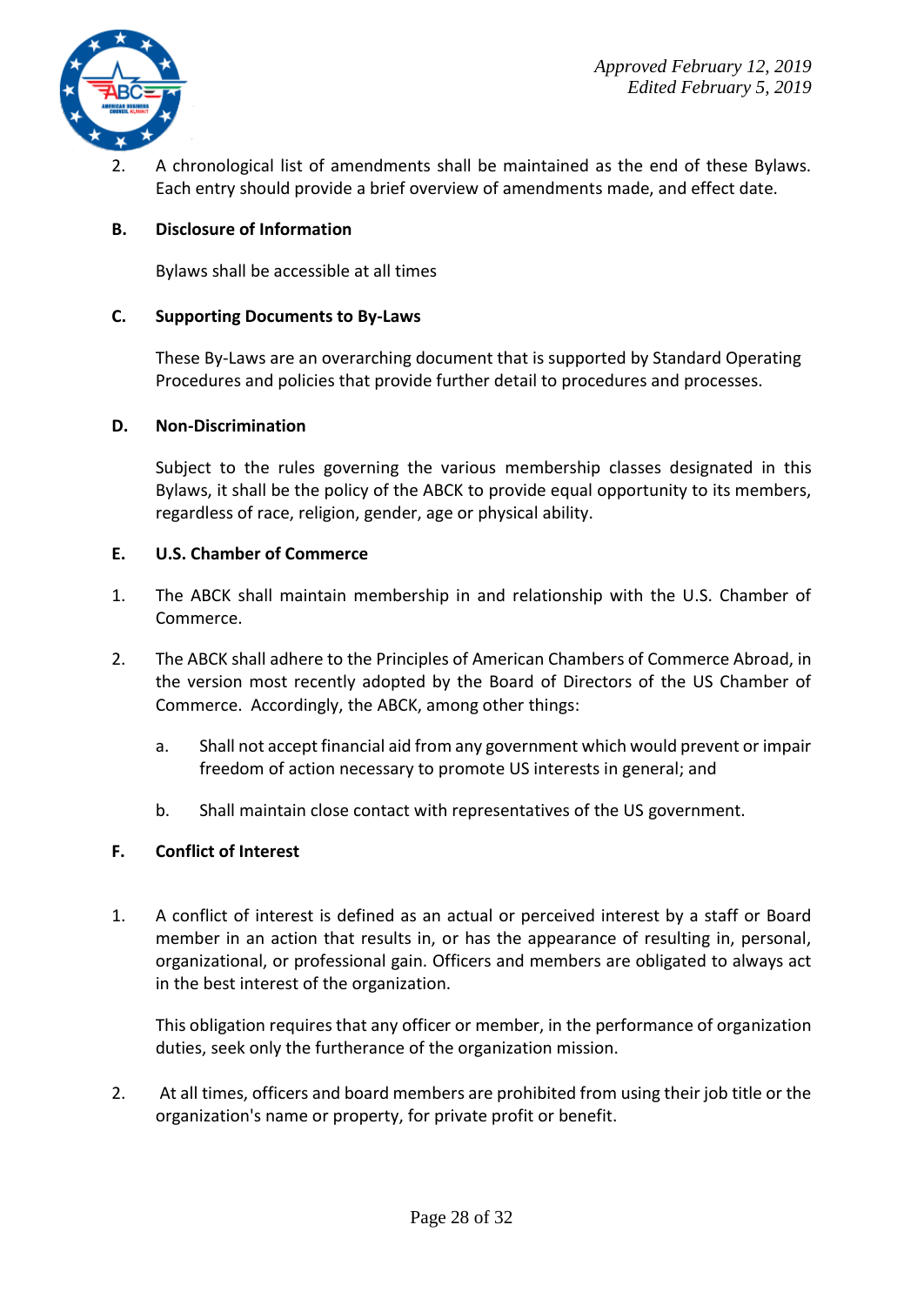2. A chronological list of amendments shall be maintained as the end of these Bylaws. Each entry should provide a brief overview of amendments made, and effect date.

**B. Disclosure of Information**

Bylaws shall be accessible at all times

**C. Supporting Documents to By-Laws**

These By-Laws are an overarching document that is supported by Standard Operating Procedures and policies that provide further detail to procedures and processes.

**D. Non-Discrimination**

Subject to the rules governing the various membership classes designated in this Bylaws, it shall be the policy of the ABCK to provide equal opportunity to its members, regardless of race, religion, gender, age or physical ability.

**E. U.S. Chamber of Commerce**

1. The ABCK shall maintain membership in and relationship with the U.S. Chamber of Commerce.

2. The ABCK shall adhere to the Principles of American Chambers of Commerce Abroad, in the version most recently adopted by the Board of Directors of the US Chamber of Commerce. Accordingly, the ABCK, among other things:

   a. Shall not accept financial aid from any government which would prevent or impair freedom of action necessary to promote US interests in general; and

   b. Shall maintain close contact with representatives of the US government.

**F. Conflict of Interest**

1. A conflict of interest is defined as an actual or perceived interest by a staff or Board member in an action that results in, or has the appearance of resulting in, personal, organizational, or professional gain. Officers and members are obligated to always act in the best interest of the organization.

   This obligation requires that any officer or member, in the performance of organization duties, seek only the furtherance of the organization mission.

2. At all times, officers and board members are prohibited from using their job title or the organization's name or property, for private profit or benefit.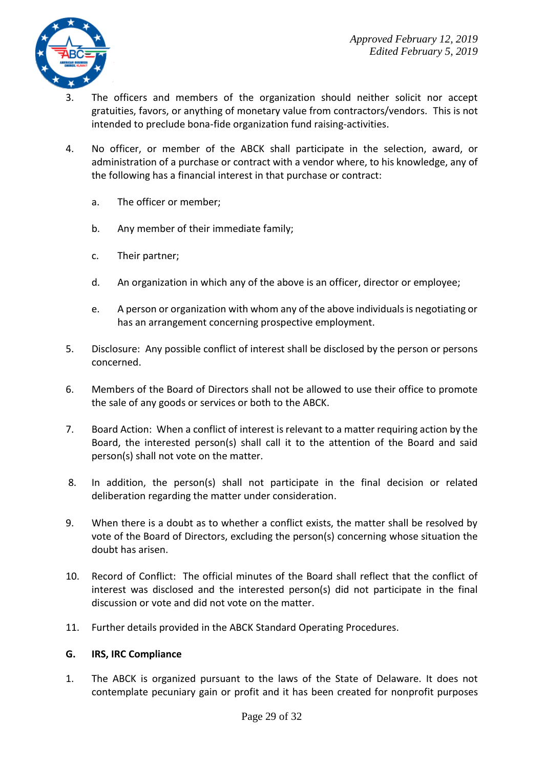3. The officers and members of the organization should neither solicit nor accept gratuities, favors, or anything of monetary value from contractors/vendors. This is not intended to preclude bona-fide organization fund raising-activities.

4. No officer, or member of the ABCK shall participate in the selection, award, or administration of a purchase or contract with a vendor where, to his knowledge, any of the following has a financial interest in that purchase or contract:

   a. The officer or member;

   b. Any member of their immediate family;

   c. Their partner;

   d. An organization in which any of the above is an officer, director or employee;

   e. A person or organization with whom any of the above individuals is negotiating or has an arrangement concerning prospective employment.

5. Disclosure: Any possible conflict of interest shall be disclosed by the person or persons concerned.

6. Members of the Board of Directors shall not be allowed to use their office to promote the sale of any goods or services or both to the ABCK.

7. Board Action: When a conflict of interest is relevant to a matter requiring action by the Board, the interested person(s) shall call it to the attention of the Board and said person(s) shall not vote on the matter.

8. In addition, the person(s) shall not participate in the final decision or related deliberation regarding the matter under consideration.

9. When there is a doubt as to whether a conflict exists, the matter shall be resolved by vote of the Board of Directors, excluding the person(s) concerning whose situation the doubt has arisen.

10. Record of Conflict: The official minutes of the Board shall reflect that the conflict of interest was disclosed and the interested person(s) did not participate in the final discussion or vote and did not vote on the matter.

11. Further details provided in the ABCK Standard Operating Procedures.

**G. IRS, IRC Compliance**

1. The ABCK is organized pursuant to the laws of the State of Delaware. It does not contemplate pecuniary gain or profit and it has been created for nonprofit purposes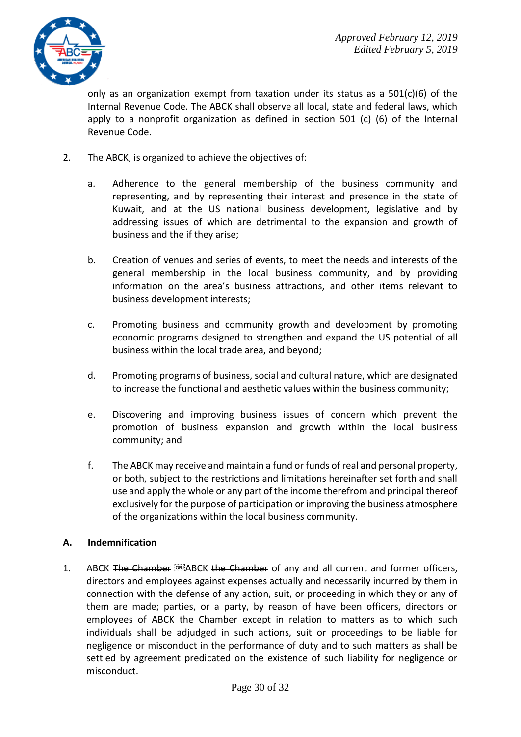only as an organization exempt from taxation under its status as a 501(c)(6) of the Internal Revenue Code. The ABCK shall observe all local, state and federal laws, which apply to a nonprofit organization as defined in section 501 (c) (6) of the Internal Revenue Code.

2. The ABCK, is organized to achieve the objectives of:

   a. Adherence to the general membership of the business community and representing, and by representing their interest and presence in the state of Kuwait, and at the US national business development, legislative and by addressing issues of which are detrimental to the expansion and growth of business and the if they arise;

   b. Creation of venues and series of events, to meet the needs and interests of the general membership in the local business community, and by providing information on the area's business attractions, and other items relevant to business development interests;

   c. Promoting business and community growth and development by promoting economic programs designed to strengthen and expand the US potential of all business within the local trade area, and beyond;

   d. Promoting programs of business, social and cultural nature, which are designated to increase the functional and aesthetic values within the business community;

   e. Discovering and improving business issues of concern which prevent the promotion of business expansion and growth within the local business community; and

   f. The ABCK may receive and maintain a fund or funds of real and personal property, or both, subject to the restrictions and limitations hereinafter set forth and shall use and apply the whole or any part of the income therefrom and principal thereof exclusively for the purpose of participation or improving the business atmosphere of the organizations within the local business community.

**A. Indemnification**

1. ABCK ~~The Chamber~~ ABCK ~~the Chamber~~ of any and all current and former officers, directors and employees against expenses actually and necessarily incurred by them in connection with the defense of any action, suit, or proceeding in which they or any of them are made; parties, or a party, by reason of have been officers, directors or employees of ABCK ~~the Chamber~~ except in relation to matters as to which such individuals shall be adjudged in such actions, suit or proceedings to be liable for negligence or misconduct in the performance of duty and to such matters as shall be settled by agreement predicated on the existence of such liability for negligence or misconduct.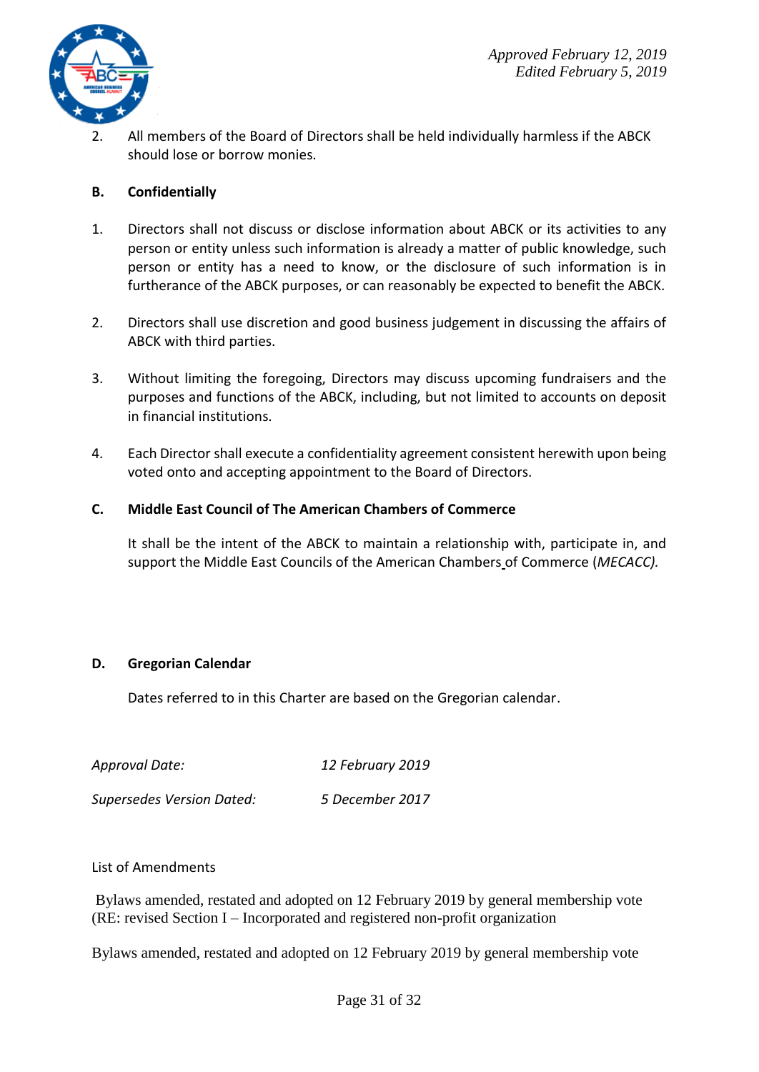2. All members of the Board of Directors shall be held individually harmless if the ABCK should lose or borrow monies.

**B. Confidentially**

1. Directors shall not discuss or disclose information about ABCK or its activities to any person or entity unless such information is already a matter of public knowledge, such person or entity has a need to know, or the disclosure of such information is in furtherance of the ABCK purposes, or can reasonably be expected to benefit the ABCK.

2. Directors shall use discretion and good business judgement in discussing the affairs of ABCK with third parties.

3. Without limiting the foregoing, Directors may discuss upcoming fundraisers and the purposes and functions of the ABCK, including, but not limited to accounts on deposit in financial institutions.

4. Each Director shall execute a confidentiality agreement consistent herewith upon being voted onto and accepting appointment to the Board of Directors.

**C. Middle East Council of The American Chambers of Commerce**

It shall be the intent of the ABCK to maintain a relationship with, participate in, and support the Middle East Councils of the American Chambers of Commerce (*MECACC).*

**D. Gregorian Calendar**

Dates referred to in this Charter are based on the Gregorian calendar.

| | |
|---|---|
| *Approval Date:* | *12 February 2019* |
| *Supersedes Version Dated:* | *5 December 2017* |

List of Amendments

Bylaws amended, restated and adopted on 12 February 2019 by general membership vote (RE: revised Section I – Incorporated and registered non-profit organization

Bylaws amended, restated and adopted on 12 February 2019 by general membership vote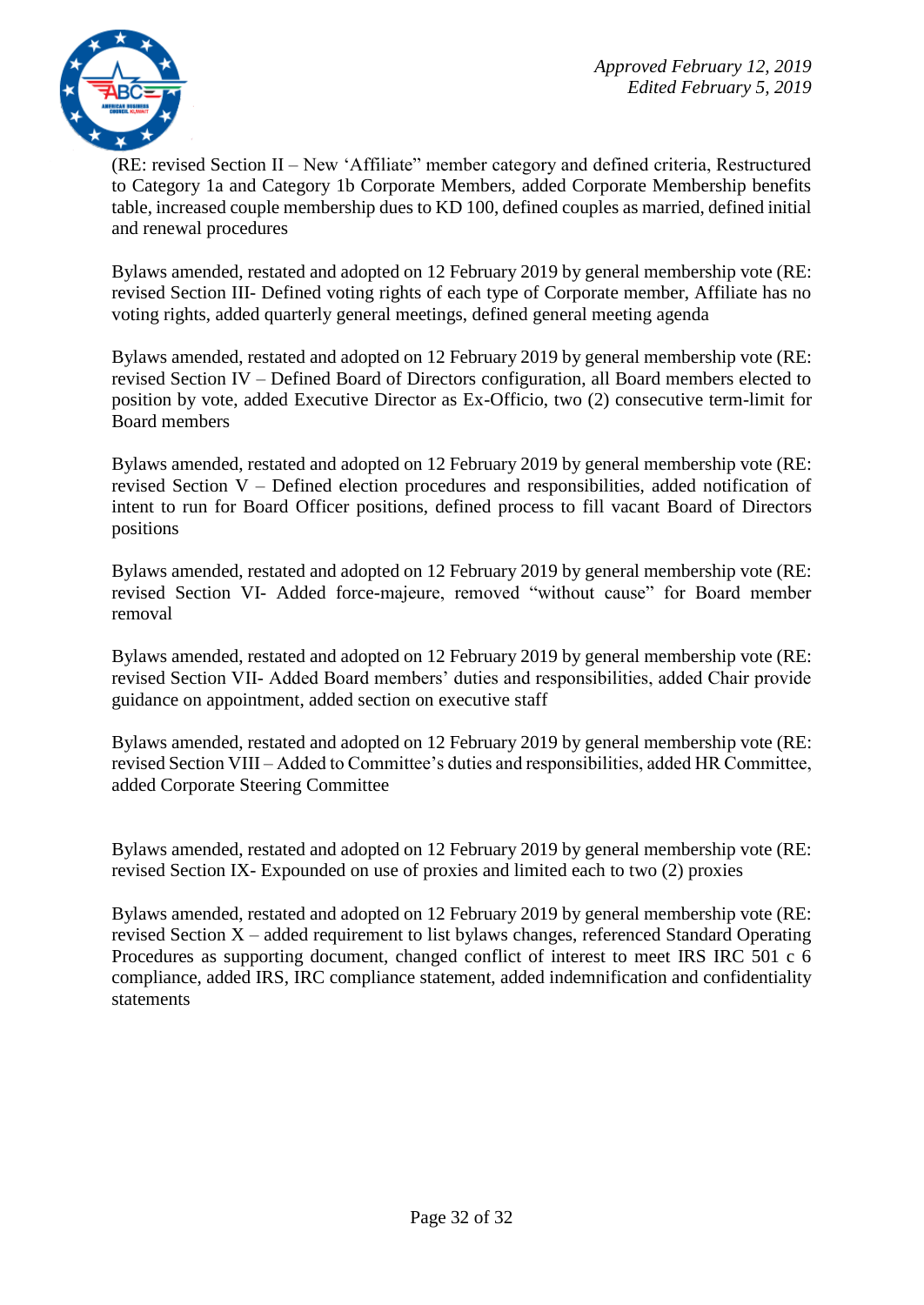(RE: revised Section II – New 'Affiliate" member category and defined criteria, Restructured to Category 1a and Category 1b Corporate Members, added Corporate Membership benefits table, increased couple membership dues to KD 100, defined couples as married, defined initial and renewal procedures

Bylaws amended, restated and adopted on 12 February 2019 by general membership vote (RE: revised Section III- Defined voting rights of each type of Corporate member, Affiliate has no voting rights, added quarterly general meetings, defined general meeting agenda

Bylaws amended, restated and adopted on 12 February 2019 by general membership vote (RE: revised Section IV – Defined Board of Directors configuration, all Board members elected to position by vote, added Executive Director as Ex-Officio, two (2) consecutive term-limit for Board members

Bylaws amended, restated and adopted on 12 February 2019 by general membership vote (RE: revised Section V – Defined election procedures and responsibilities, added notification of intent to run for Board Officer positions, defined process to fill vacant Board of Directors positions

Bylaws amended, restated and adopted on 12 February 2019 by general membership vote (RE: revised Section VI- Added force-majeure, removed "without cause" for Board member removal

Bylaws amended, restated and adopted on 12 February 2019 by general membership vote (RE: revised Section VII- Added Board members' duties and responsibilities, added Chair provide guidance on appointment, added section on executive staff

Bylaws amended, restated and adopted on 12 February 2019 by general membership vote (RE: revised Section VIII – Added to Committee's duties and responsibilities, added HR Committee, added Corporate Steering Committee

Bylaws amended, restated and adopted on 12 February 2019 by general membership vote (RE: revised Section IX- Expounded on use of proxies and limited each to two (2) proxies

Bylaws amended, restated and adopted on 12 February 2019 by general membership vote (RE: revised Section X – added requirement to list bylaws changes, referenced Standard Operating Procedures as supporting document, changed conflict of interest to meet IRS IRC 501 c 6 compliance, added IRS, IRC compliance statement, added indemnification and confidentiality statements